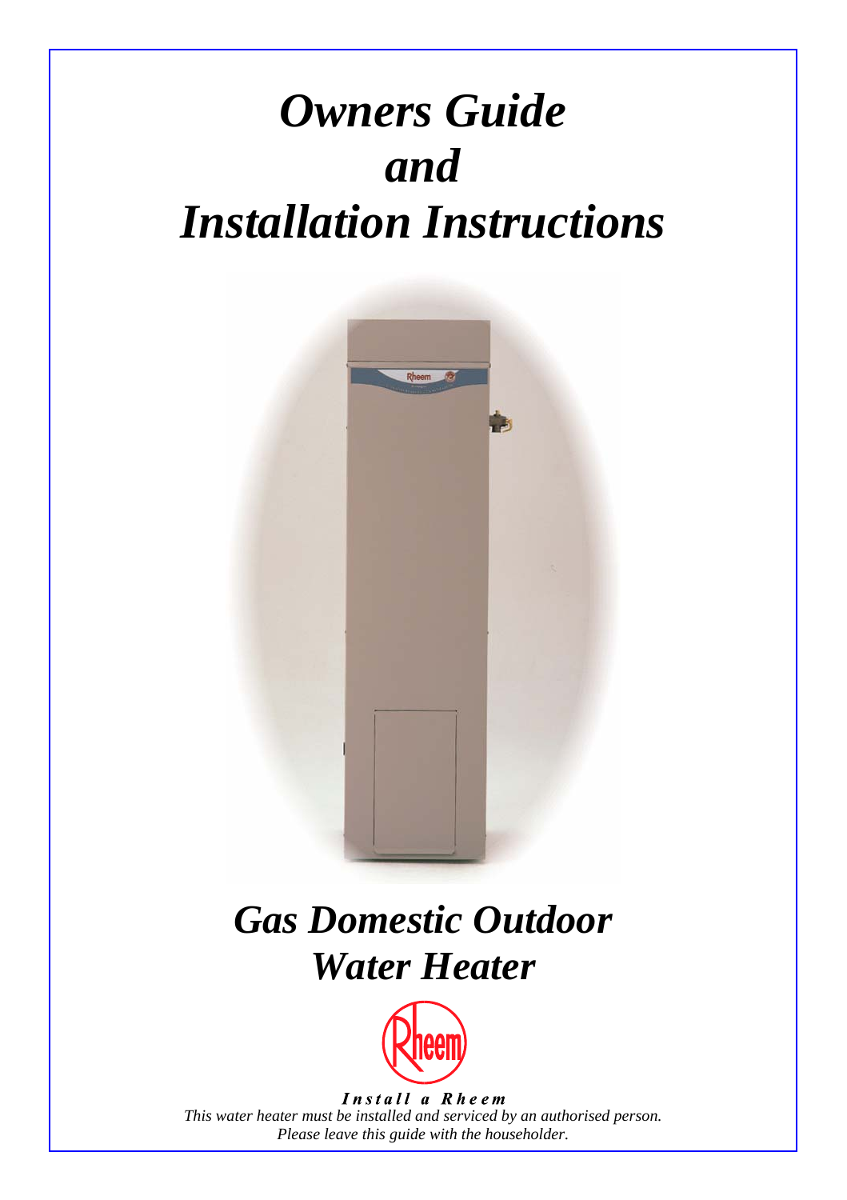# *Owners Guide and Installation Instructions*

# *Gas Domestic Outdoor Water Heater*

***Install a Rheem***

*This water heater must be installed and serviced by an authorised person.*
*Please leave this guide with the householder.*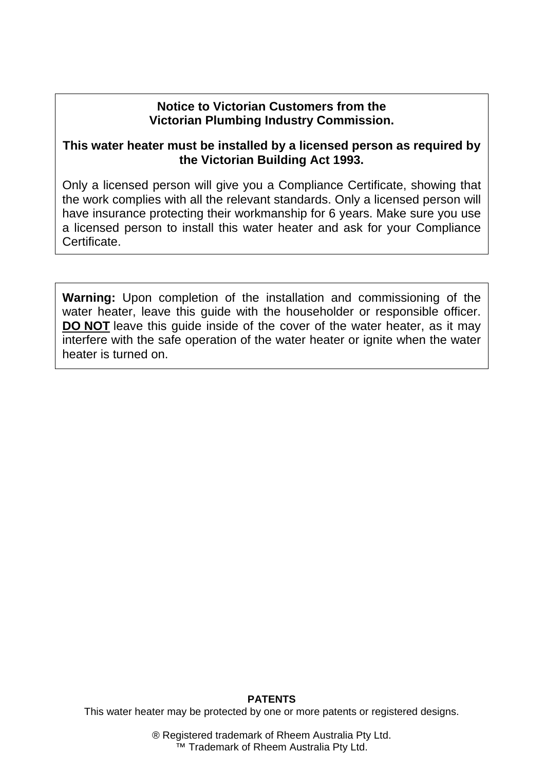**Notice to Victorian Customers from the**
**Victorian Plumbing Industry Commission.**

**This water heater must be installed by a licensed person as required by the Victorian Building Act 1993.**

Only a licensed person will give you a Compliance Certificate, showing that the work complies with all the relevant standards. Only a licensed person will have insurance protecting their workmanship for 6 years. Make sure you use a licensed person to install this water heater and ask for your Compliance Certificate.

**Warning:** Upon completion of the installation and commissioning of the water heater, leave this guide with the householder or responsible officer. **DO NOT** leave this guide inside of the cover of the water heater, as it may interfere with the safe operation of the water heater or ignite when the water heater is turned on.

**PATENTS**

This water heater may be protected by one or more patents or registered designs.

® Registered trademark of Rheem Australia Pty Ltd.
™ Trademark of Rheem Australia Pty Ltd.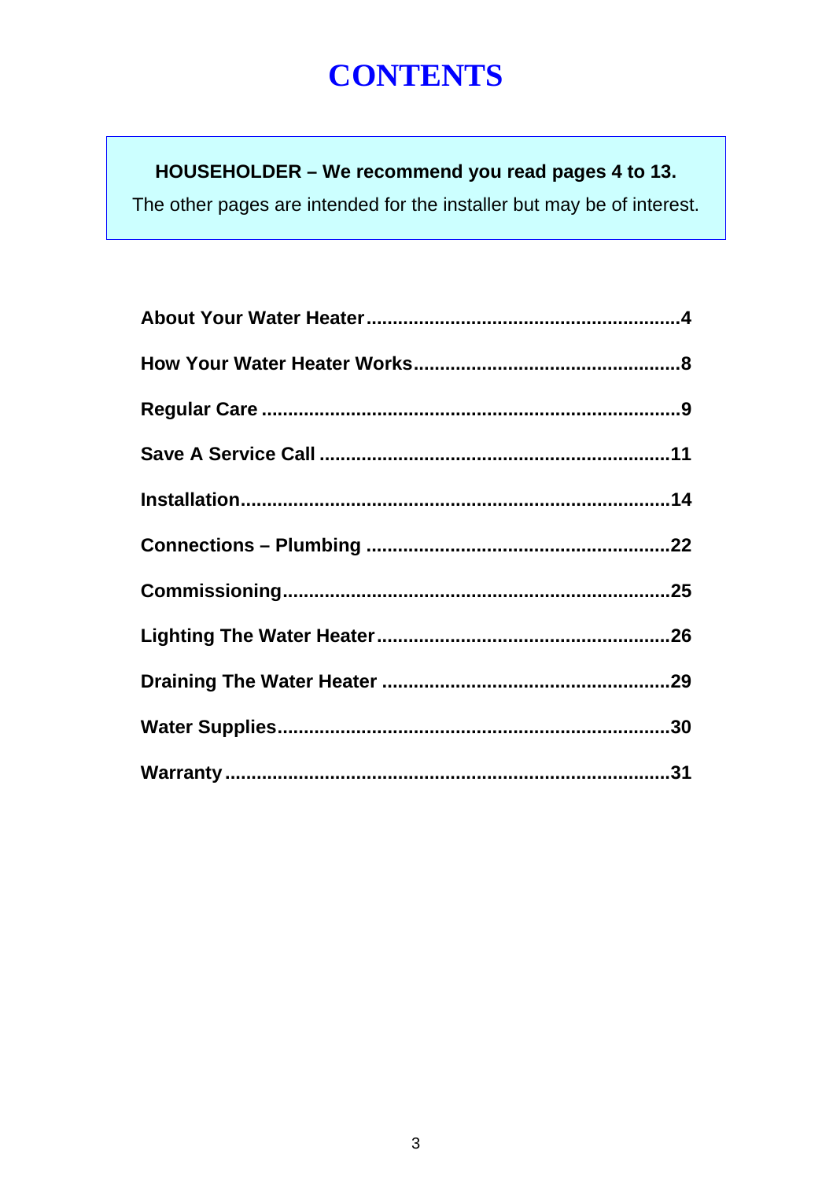# CONTENTS

**HOUSEHOLDER – We recommend you read pages 4 to 13.**

The other pages are intended for the installer but may be of interest.

**About Your Water Heater..........................................................4**

**How Your Water Heater Works.................................................8**

**Regular Care ..............................................................................9**

**Save A Service Call .................................................................11**

**Installation................................................................................14**

**Connections – Plumbing ........................................................22**

**Commissioning........................................................................25**

**Lighting The Water Heater......................................................26**

**Draining The Water Heater .....................................................29**

**Water Supplies.........................................................................30**

**Warranty ...................................................................................31**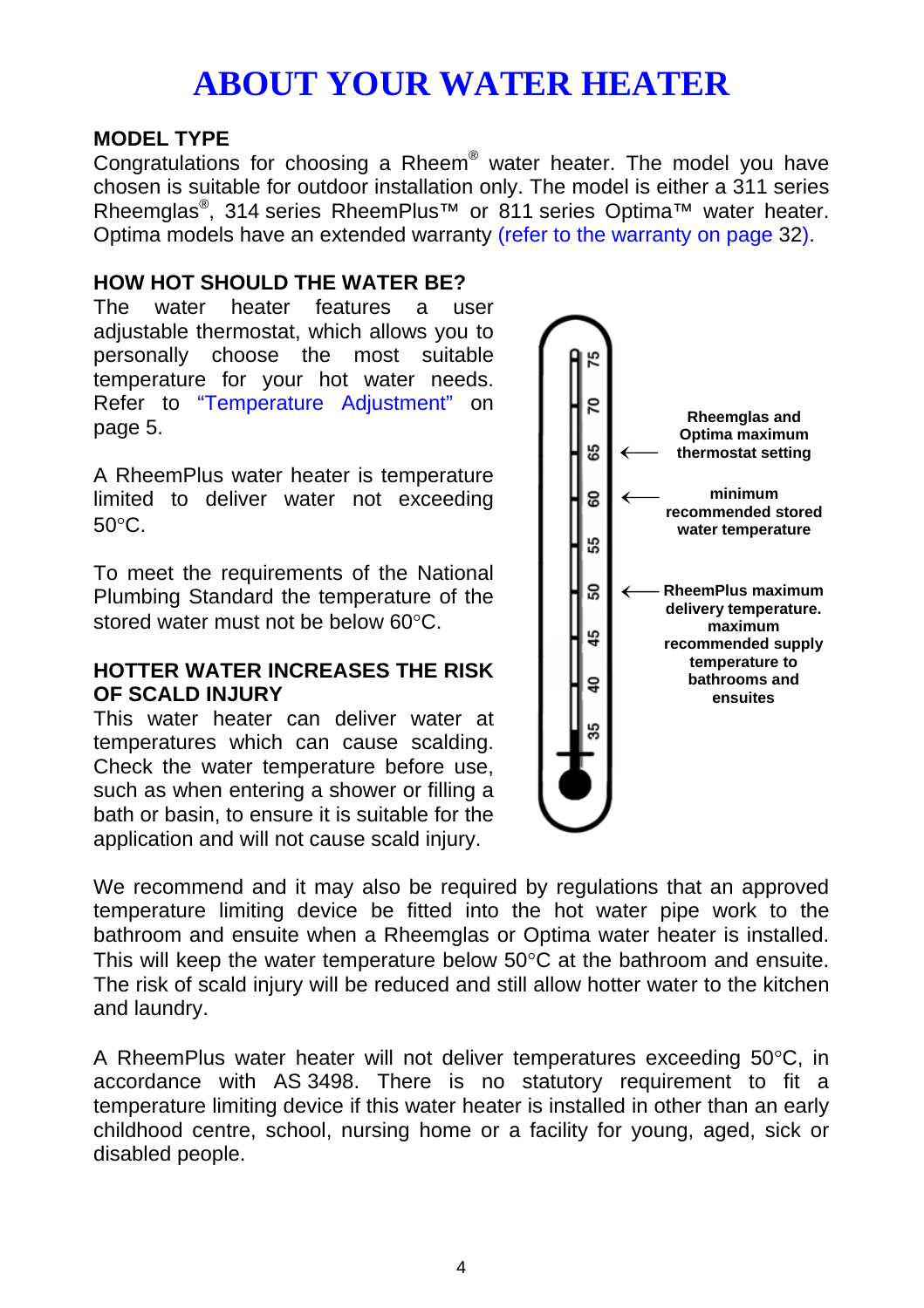# ABOUT YOUR WATER HEATER

## MODEL TYPE

Congratulations for choosing a Rheem® water heater. The model you have chosen is suitable for outdoor installation only. The model is either a 311 series Rheemglas®, 314 series RheemPlus™ or 811 series Optima™ water heater. Optima models have an extended warranty (refer to the warranty on page 32).

## HOW HOT SHOULD THE WATER BE?

The water heater features a user adjustable thermostat, which allows you to personally choose the most suitable temperature for your hot water needs. Refer to "Temperature Adjustment" on page 5.

A RheemPlus water heater is temperature limited to deliver water not exceeding 50°C.

To meet the requirements of the National Plumbing Standard the temperature of the stored water must not be below 60°C.

- 65 — **Rheemglas and Optima maximum thermostat setting**
- 60 — **minimum recommended stored water temperature**
- 50 — **RheemPlus maximum delivery temperature. maximum recommended supply temperature to bathrooms and ensuites**

## HOTTER WATER INCREASES THE RISK OF SCALD INJURY

This water heater can deliver water at temperatures which can cause scalding. Check the water temperature before use, such as when entering a shower or filling a bath or basin, to ensure it is suitable for the application and will not cause scald injury.

We recommend and it may also be required by regulations that an approved temperature limiting device be fitted into the hot water pipe work to the bathroom and ensuite when a Rheemglas or Optima water heater is installed. This will keep the water temperature below 50°C at the bathroom and ensuite. The risk of scald injury will be reduced and still allow hotter water to the kitchen and laundry.

A RheemPlus water heater will not deliver temperatures exceeding 50°C, in accordance with AS 3498. There is no statutory requirement to fit a temperature limiting device if this water heater is installed in other than an early childhood centre, school, nursing home or a facility for young, aged, sick or disabled people.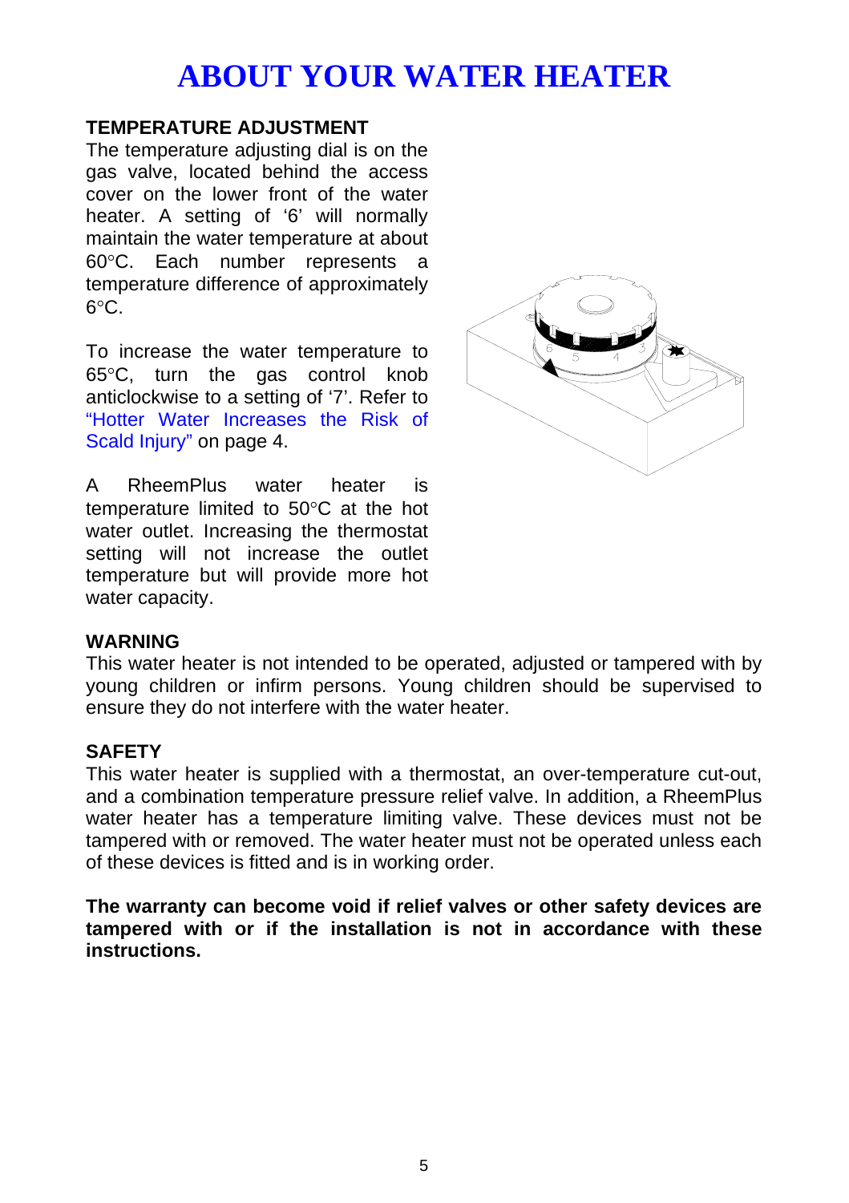# ABOUT YOUR WATER HEATER

**TEMPERATURE ADJUSTMENT**

The temperature adjusting dial is on the gas valve, located behind the access cover on the lower front of the water heater. A setting of '6' will normally maintain the water temperature at about 60°C. Each number represents a temperature difference of approximately 6°C.

To increase the water temperature to 65°C, turn the gas control knob anticlockwise to a setting of '7'. Refer to "Hotter Water Increases the Risk of Scald Injury" on page 4.

A RheemPlus water heater is temperature limited to 50°C at the hot water outlet. Increasing the thermostat setting will not increase the outlet temperature but will provide more hot water capacity.

**WARNING**

This water heater is not intended to be operated, adjusted or tampered with by young children or infirm persons. Young children should be supervised to ensure they do not interfere with the water heater.

**SAFETY**

This water heater is supplied with a thermostat, an over-temperature cut-out, and a combination temperature pressure relief valve. In addition, a RheemPlus water heater has a temperature limiting valve. These devices must not be tampered with or removed. The water heater must not be operated unless each of these devices is fitted and is in working order.

**The warranty can become void if relief valves or other safety devices are tampered with or if the installation is not in accordance with these instructions.**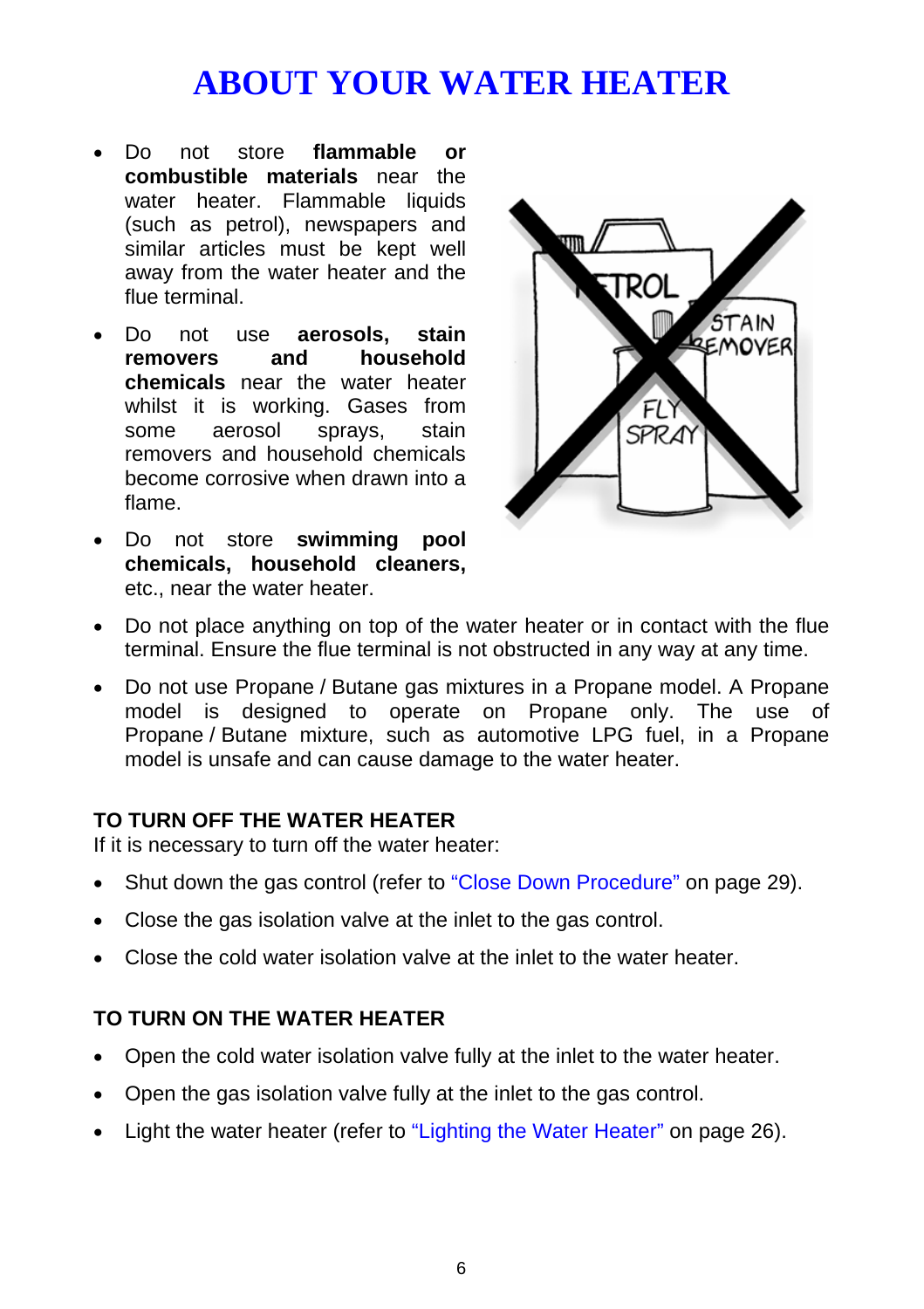# ABOUT YOUR WATER HEATER

- Do not store **flammable or combustible materials** near the water heater. Flammable liquids (such as petrol), newspapers and similar articles must be kept well away from the water heater and the flue terminal.
- Do not use **aerosols, stain removers and household chemicals** near the water heater whilst it is working. Gases from some aerosol sprays, stain removers and household chemicals become corrosive when drawn into a flame.
- Do not store **swimming pool chemicals, household cleaners,** etc., near the water heater.
- Do not place anything on top of the water heater or in contact with the flue terminal. Ensure the flue terminal is not obstructed in any way at any time.
- Do not use Propane / Butane gas mixtures in a Propane model. A Propane model is designed to operate on Propane only. The use of Propane / Butane mixture, such as automotive LPG fuel, in a Propane model is unsafe and can cause damage to the water heater.

### TO TURN OFF THE WATER HEATER

If it is necessary to turn off the water heater:

- Shut down the gas control (refer to "Close Down Procedure" on page 29).
- Close the gas isolation valve at the inlet to the gas control.
- Close the cold water isolation valve at the inlet to the water heater.

### TO TURN ON THE WATER HEATER

- Open the cold water isolation valve fully at the inlet to the water heater.
- Open the gas isolation valve fully at the inlet to the gas control.
- Light the water heater (refer to "Lighting the Water Heater" on page 26).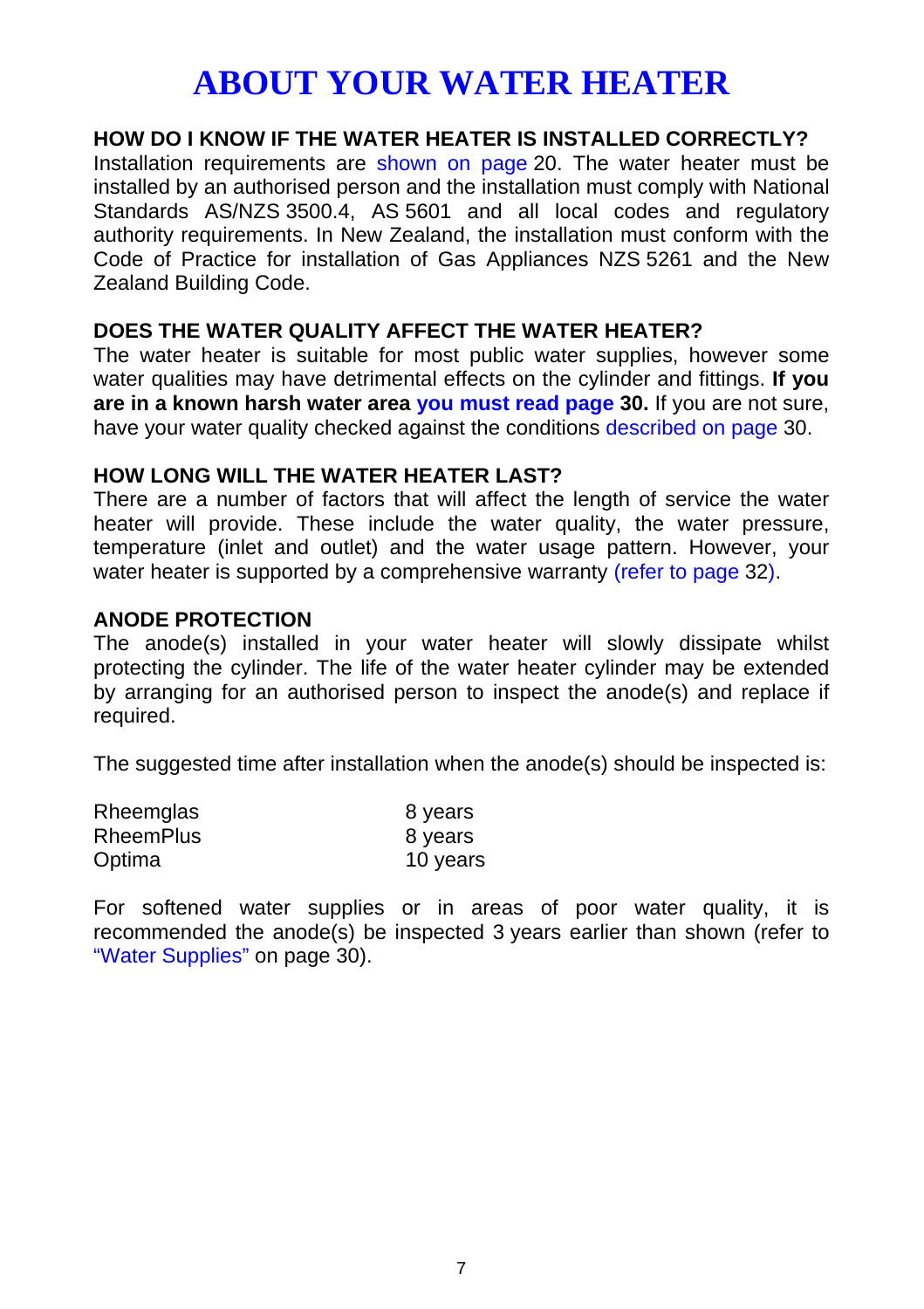# ABOUT YOUR WATER HEATER

### HOW DO I KNOW IF THE WATER HEATER IS INSTALLED CORRECTLY?

Installation requirements are shown on page 20. The water heater must be installed by an authorised person and the installation must comply with National Standards AS/NZS 3500.4, AS 5601 and all local codes and regulatory authority requirements. In New Zealand, the installation must conform with the Code of Practice for installation of Gas Appliances NZS 5261 and the New Zealand Building Code.

### DOES THE WATER QUALITY AFFECT THE WATER HEATER?

The water heater is suitable for most public water supplies, however some water qualities may have detrimental effects on the cylinder and fittings. **If you are in a known harsh water area you must read page 30.** If you are not sure, have your water quality checked against the conditions described on page 30.

### HOW LONG WILL THE WATER HEATER LAST?

There are a number of factors that will affect the length of service the water heater will provide. These include the water quality, the water pressure, temperature (inlet and outlet) and the water usage pattern. However, your water heater is supported by a comprehensive warranty (refer to page 32).

### ANODE PROTECTION

The anode(s) installed in your water heater will slowly dissipate whilst protecting the cylinder. The life of the water heater cylinder may be extended by arranging for an authorised person to inspect the anode(s) and replace if required.

The suggested time after installation when the anode(s) should be inspected is:

| | |
|---|---|
| Rheemglas | 8 years |
| RheemPlus | 8 years |
| Optima | 10 years |

For softened water supplies or in areas of poor water quality, it is recommended the anode(s) be inspected 3 years earlier than shown (refer to "Water Supplies" on page 30).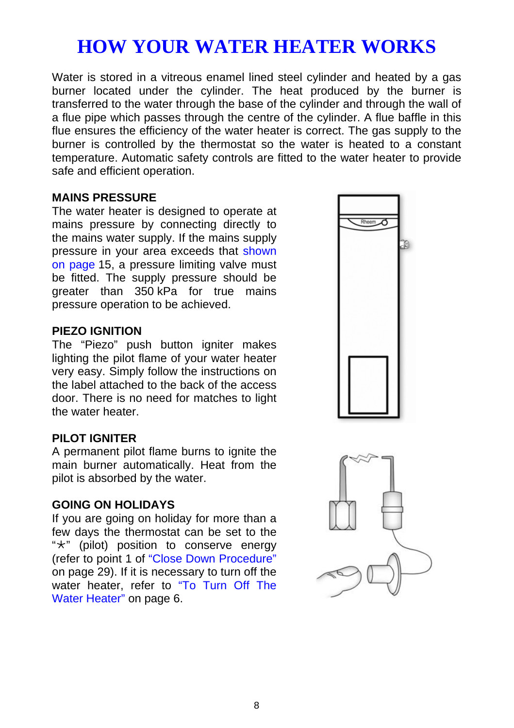# HOW YOUR WATER HEATER WORKS

Water is stored in a vitreous enamel lined steel cylinder and heated by a gas burner located under the cylinder. The heat produced by the burner is transferred to the water through the base of the cylinder and through the wall of a flue pipe which passes through the centre of the cylinder. A flue baffle in this flue ensures the efficiency of the water heater is correct. The gas supply to the burner is controlled by the thermostat so the water is heated to a constant temperature. Automatic safety controls are fitted to the water heater to provide safe and efficient operation.

**MAINS PRESSURE**

The water heater is designed to operate at mains pressure by connecting directly to the mains water supply. If the mains supply pressure in your area exceeds that shown on page 15, a pressure limiting valve must be fitted. The supply pressure should be greater than 350 kPa for true mains pressure operation to be achieved.

**PIEZO IGNITION**

The "Piezo" push button igniter makes lighting the pilot flame of your water heater very easy. Simply follow the instructions on the label attached to the back of the access door. There is no need for matches to light the water heater.

**PILOT IGNITER**

A permanent pilot flame burns to ignite the main burner automatically. Heat from the pilot is absorbed by the water.

**GOING ON HOLIDAYS**

If you are going on holiday for more than a few days the thermostat can be set to the "⚹" (pilot) position to conserve energy (refer to point 1 of "Close Down Procedure" on page 29). If it is necessary to turn off the water heater, refer to "To Turn Off The Water Heater" on page 6.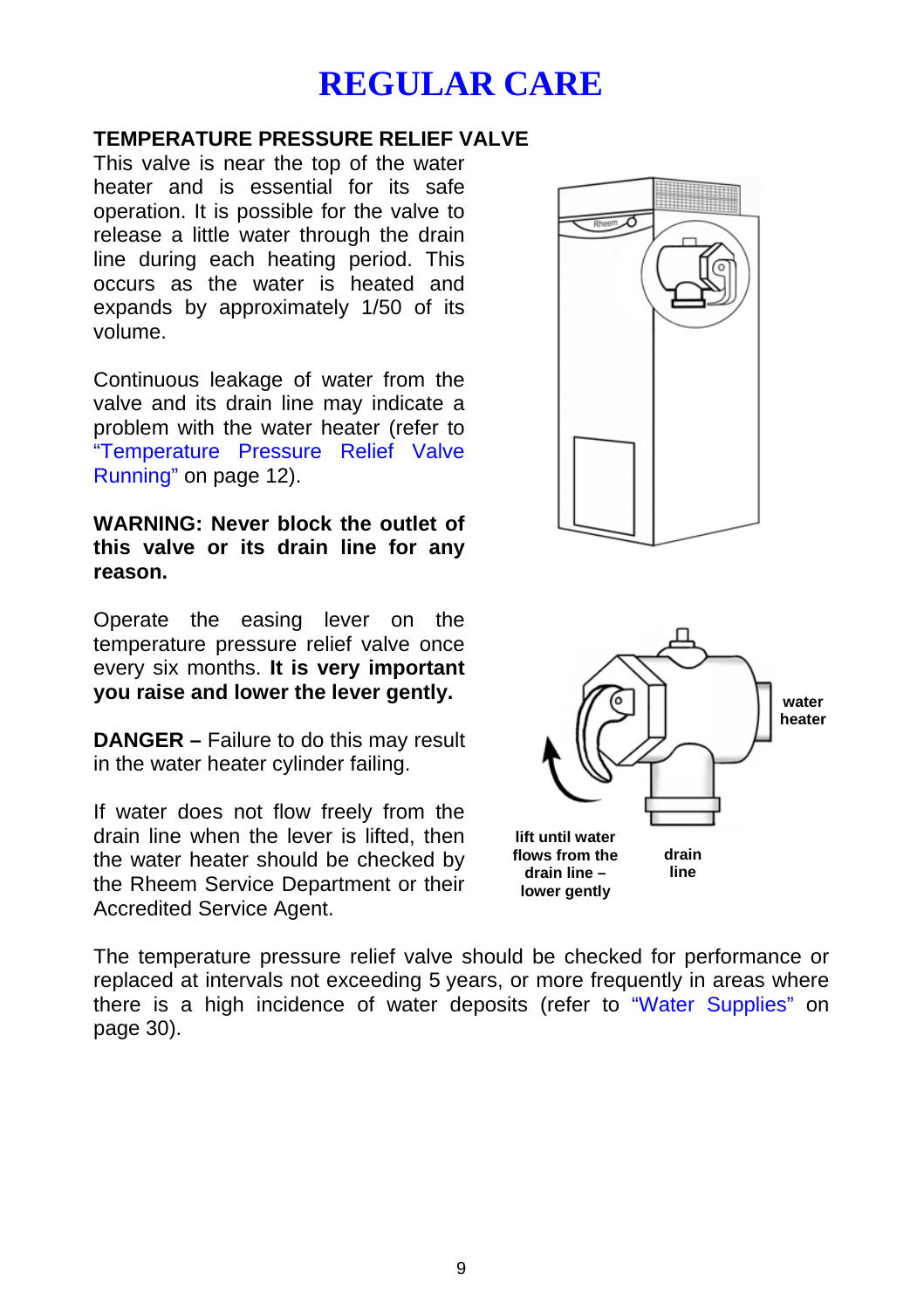# REGULAR CARE

## TEMPERATURE PRESSURE RELIEF VALVE

This valve is near the top of the water heater and is essential for its safe operation. It is possible for the valve to release a little water through the drain line during each heating period. This occurs as the water is heated and expands by approximately 1/50 of its volume.

Continuous leakage of water from the valve and its drain line may indicate a problem with the water heater (refer to "Temperature Pressure Relief Valve Running" on page 12).

**WARNING: Never block the outlet of this valve or its drain line for any reason.**

Operate the easing lever on the temperature pressure relief valve once every six months. **It is very important you raise and lower the lever gently.**

**DANGER –** Failure to do this may result in the water heater cylinder failing.

If water does not flow freely from the drain line when the lever is lifted, then the water heater should be checked by the Rheem Service Department or their Accredited Service Agent.

water heater

lift until water flows from the drain line – lower gently

drain line

The temperature pressure relief valve should be checked for performance or replaced at intervals not exceeding 5 years, or more frequently in areas where there is a high incidence of water deposits (refer to "Water Supplies" on page 30).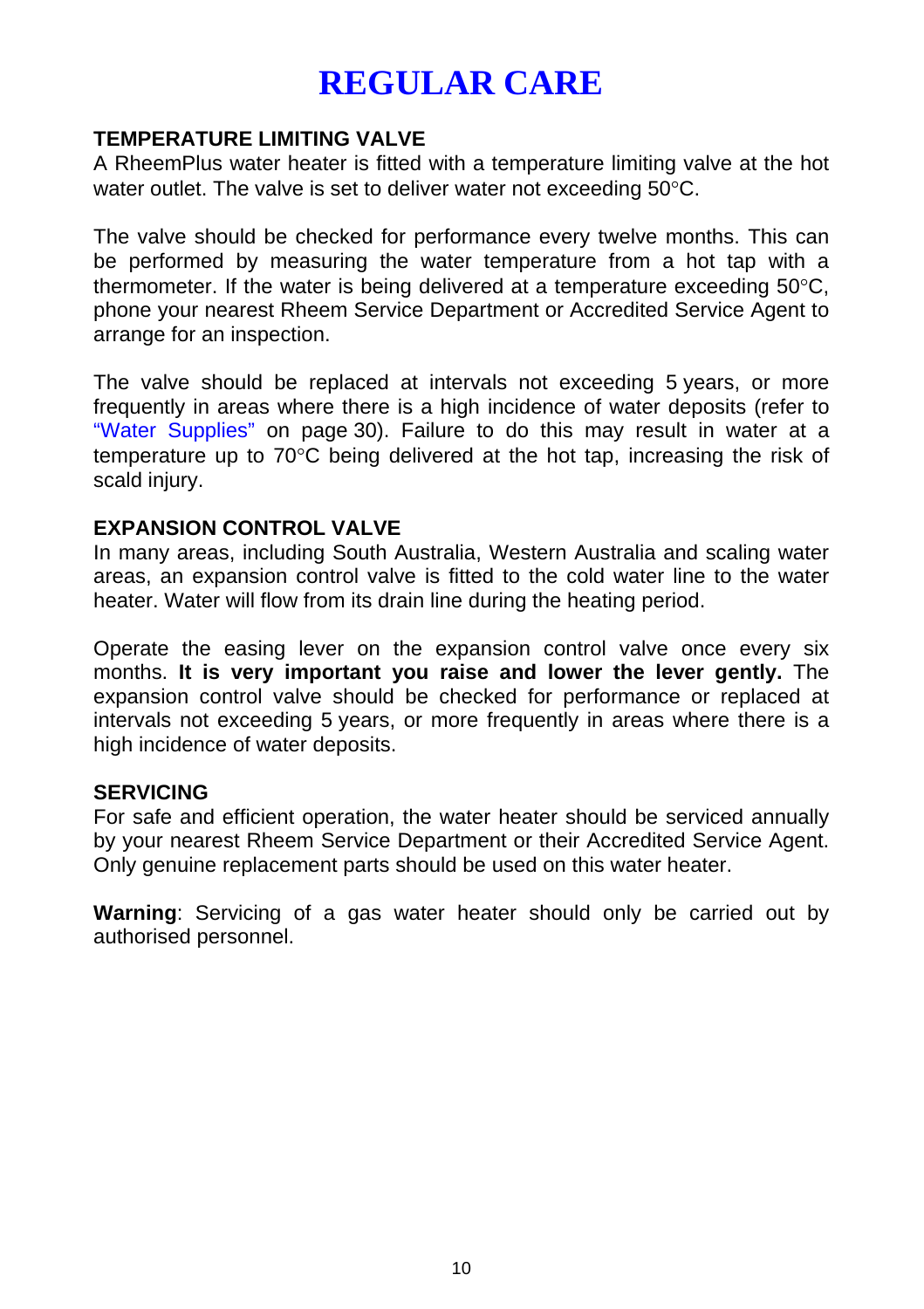# REGULAR CARE

### TEMPERATURE LIMITING VALVE

A RheemPlus water heater is fitted with a temperature limiting valve at the hot water outlet. The valve is set to deliver water not exceeding 50°C.

The valve should be checked for performance every twelve months. This can be performed by measuring the water temperature from a hot tap with a thermometer. If the water is being delivered at a temperature exceeding 50°C, phone your nearest Rheem Service Department or Accredited Service Agent to arrange for an inspection.

The valve should be replaced at intervals not exceeding 5 years, or more frequently in areas where there is a high incidence of water deposits (refer to "Water Supplies" on page 30). Failure to do this may result in water at a temperature up to 70°C being delivered at the hot tap, increasing the risk of scald injury.

### EXPANSION CONTROL VALVE

In many areas, including South Australia, Western Australia and scaling water areas, an expansion control valve is fitted to the cold water line to the water heater. Water will flow from its drain line during the heating period.

Operate the easing lever on the expansion control valve once every six months. **It is very important you raise and lower the lever gently.** The expansion control valve should be checked for performance or replaced at intervals not exceeding 5 years, or more frequently in areas where there is a high incidence of water deposits.

### SERVICING

For safe and efficient operation, the water heater should be serviced annually by your nearest Rheem Service Department or their Accredited Service Agent. Only genuine replacement parts should be used on this water heater.

**Warning**: Servicing of a gas water heater should only be carried out by authorised personnel.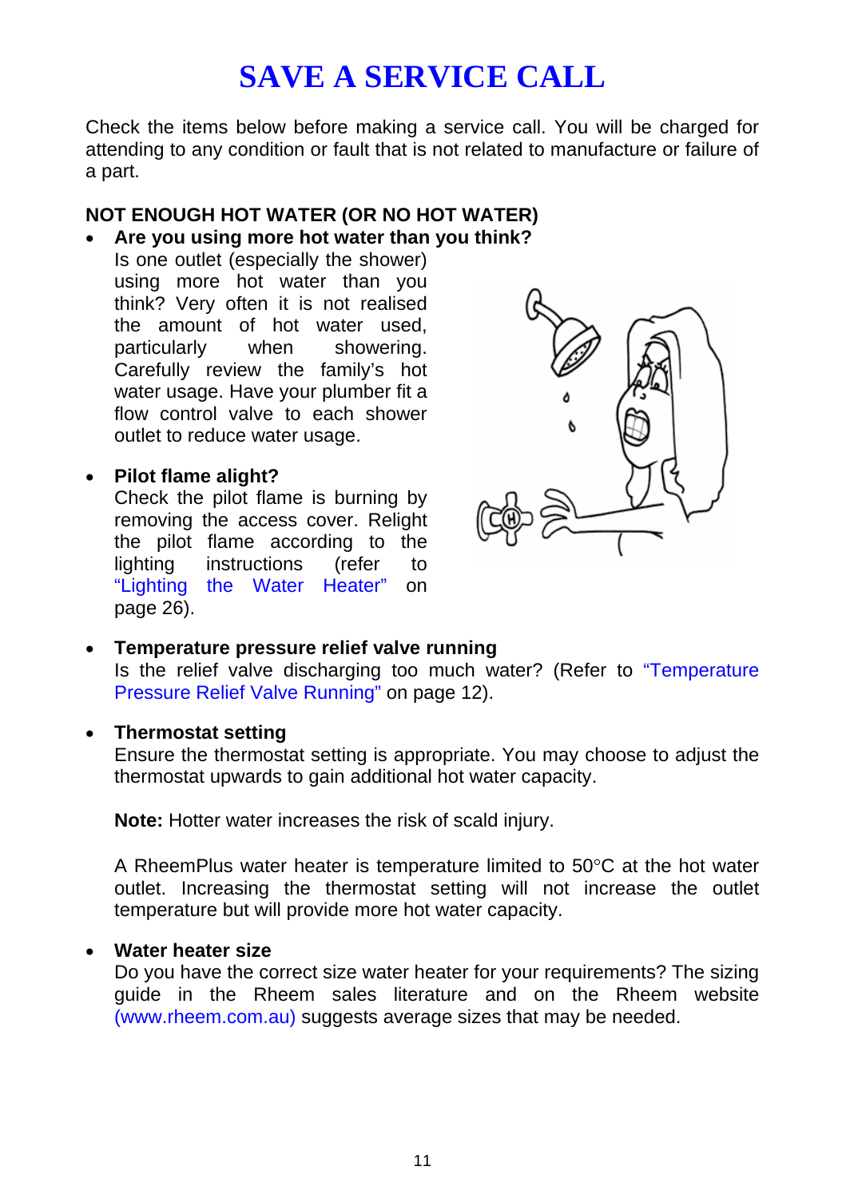# SAVE A SERVICE CALL

Check the items below before making a service call. You will be charged for attending to any condition or fault that is not related to manufacture or failure of a part.

## NOT ENOUGH HOT WATER (OR NO HOT WATER)

- **Are you using more hot water than you think?**
  Is one outlet (especially the shower) using more hot water than you think? Very often it is not realised the amount of hot water used, particularly when showering. Carefully review the family's hot water usage. Have your plumber fit a flow control valve to each shower outlet to reduce water usage.

- **Pilot flame alight?**
  Check the pilot flame is burning by removing the access cover. Relight the pilot flame according to the lighting instructions (refer to "Lighting the Water Heater" on page 26).

- **Temperature pressure relief valve running**
  Is the relief valve discharging too much water? (Refer to "Temperature Pressure Relief Valve Running" on page 12).

- **Thermostat setting**
  Ensure the thermostat setting is appropriate. You may choose to adjust the thermostat upwards to gain additional hot water capacity.

  **Note:** Hotter water increases the risk of scald injury.

  A RheemPlus water heater is temperature limited to 50°C at the hot water outlet. Increasing the thermostat setting will not increase the outlet temperature but will provide more hot water capacity.

- **Water heater size**
  Do you have the correct size water heater for your requirements? The sizing guide in the Rheem sales literature and on the Rheem website (www.rheem.com.au) suggests average sizes that may be needed.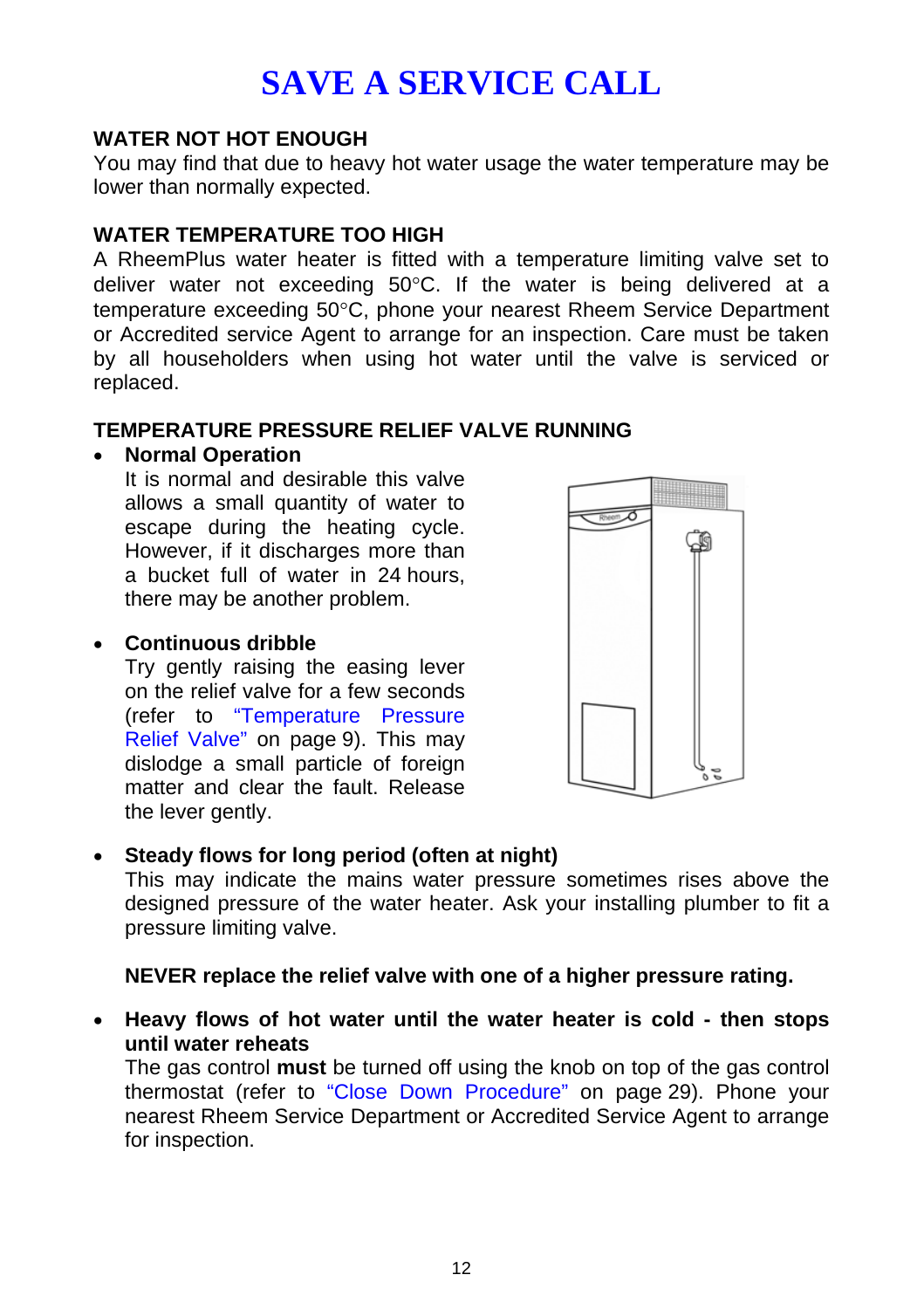# SAVE A SERVICE CALL

### WATER NOT HOT ENOUGH

You may find that due to heavy hot water usage the water temperature may be lower than normally expected.

### WATER TEMPERATURE TOO HIGH

A RheemPlus water heater is fitted with a temperature limiting valve set to deliver water not exceeding 50°C. If the water is being delivered at a temperature exceeding 50°C, phone your nearest Rheem Service Department or Accredited service Agent to arrange for an inspection. Care must be taken by all householders when using hot water until the valve is serviced or replaced.

### TEMPERATURE PRESSURE RELIEF VALVE RUNNING

- **Normal Operation**
  It is normal and desirable this valve allows a small quantity of water to escape during the heating cycle. However, if it discharges more than a bucket full of water in 24 hours, there may be another problem.

- **Continuous dribble**
  Try gently raising the easing lever on the relief valve for a few seconds (refer to "Temperature Pressure Relief Valve" on page 9). This may dislodge a small particle of foreign matter and clear the fault. Release the lever gently.

- **Steady flows for long period (often at night)**
  This may indicate the mains water pressure sometimes rises above the designed pressure of the water heater. Ask your installing plumber to fit a pressure limiting valve.

  **NEVER replace the relief valve with one of a higher pressure rating.**

- **Heavy flows of hot water until the water heater is cold - then stops until water reheats**
  The gas control **must** be turned off using the knob on top of the gas control thermostat (refer to "Close Down Procedure" on page 29). Phone your nearest Rheem Service Department or Accredited Service Agent to arrange for inspection.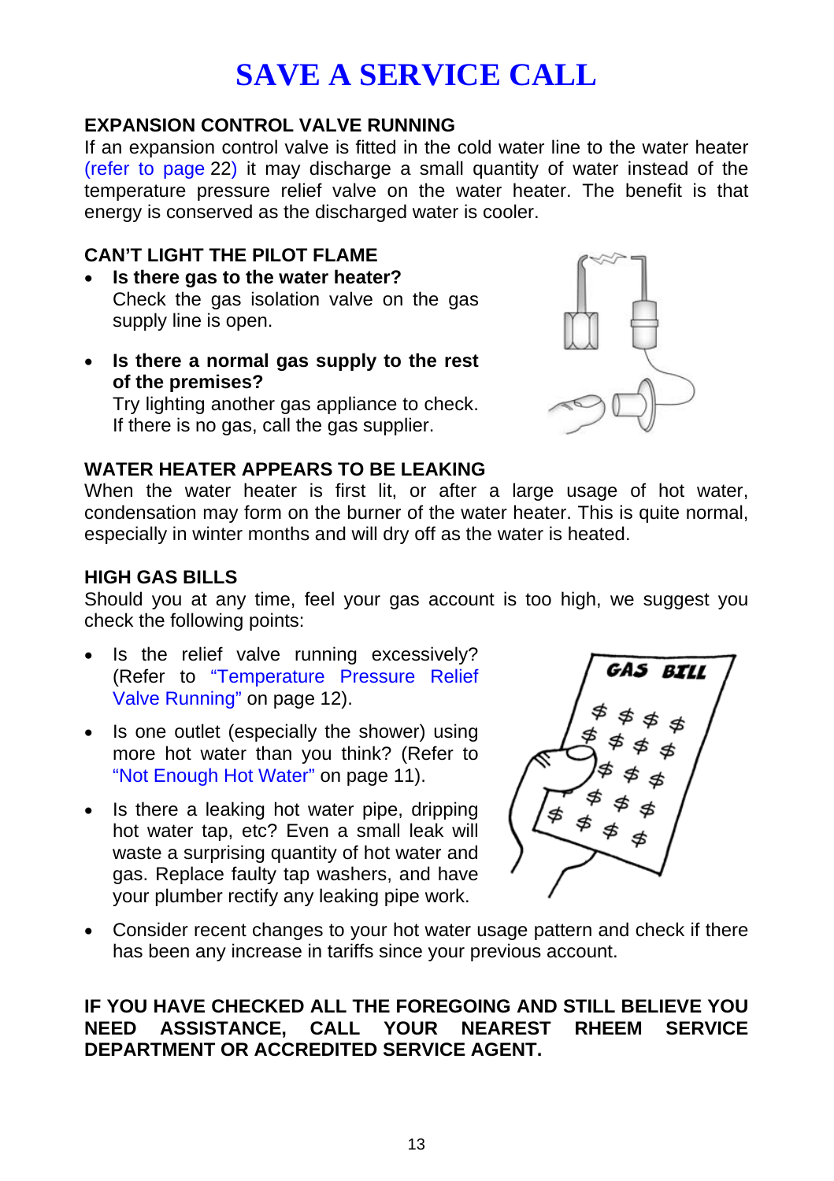# SAVE A SERVICE CALL

### EXPANSION CONTROL VALVE RUNNING

If an expansion control valve is fitted in the cold water line to the water heater (refer to page 22) it may discharge a small quantity of water instead of the temperature pressure relief valve on the water heater. The benefit is that energy is conserved as the discharged water is cooler.

### CAN'T LIGHT THE PILOT FLAME

- **Is there gas to the water heater?**
  Check the gas isolation valve on the gas supply line is open.

- **Is there a normal gas supply to the rest of the premises?**
  Try lighting another gas appliance to check. If there is no gas, call the gas supplier.

### WATER HEATER APPEARS TO BE LEAKING

When the water heater is first lit, or after a large usage of hot water, condensation may form on the burner of the water heater. This is quite normal, especially in winter months and will dry off as the water is heated.

### HIGH GAS BILLS

Should you at any time, feel your gas account is too high, we suggest you check the following points:

- Is the relief valve running excessively? (Refer to "Temperature Pressure Relief Valve Running" on page 12).
- Is one outlet (especially the shower) using more hot water than you think? (Refer to "Not Enough Hot Water" on page 11).
- Is there a leaking hot water pipe, dripping hot water tap, etc? Even a small leak will waste a surprising quantity of hot water and gas. Replace faulty tap washers, and have your plumber rectify any leaking pipe work.
- Consider recent changes to your hot water usage pattern and check if there has been any increase in tariffs since your previous account.

**IF YOU HAVE CHECKED ALL THE FOREGOING AND STILL BELIEVE YOU NEED ASSISTANCE, CALL YOUR NEAREST RHEEM SERVICE DEPARTMENT OR ACCREDITED SERVICE AGENT.**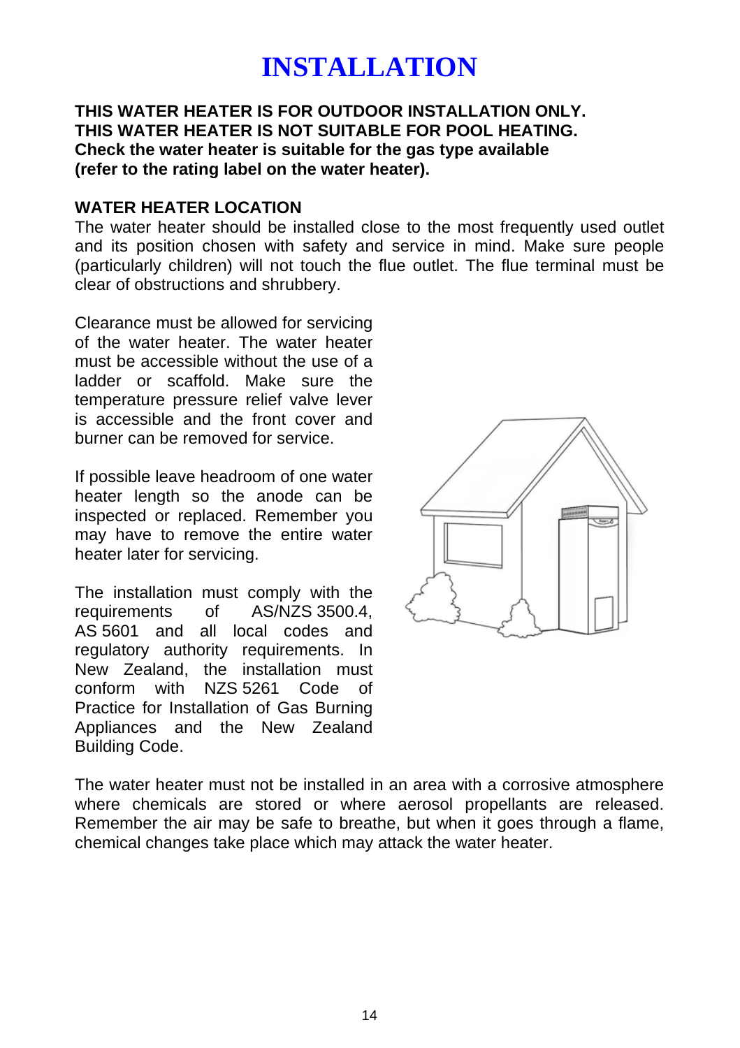# INSTALLATION

**THIS WATER HEATER IS FOR OUTDOOR INSTALLATION ONLY.**
**THIS WATER HEATER IS NOT SUITABLE FOR POOL HEATING.**
**Check the water heater is suitable for the gas type available (refer to the rating label on the water heater).**

## WATER HEATER LOCATION

The water heater should be installed close to the most frequently used outlet and its position chosen with safety and service in mind. Make sure people (particularly children) will not touch the flue outlet. The flue terminal must be clear of obstructions and shrubbery.

Clearance must be allowed for servicing of the water heater. The water heater must be accessible without the use of a ladder or scaffold. Make sure the temperature pressure relief valve lever is accessible and the front cover and burner can be removed for service.

If possible leave headroom of one water heater length so the anode can be inspected or replaced. Remember you may have to remove the entire water heater later for servicing.

The installation must comply with the requirements of AS/NZS 3500.4, AS 5601 and all local codes and regulatory authority requirements. In New Zealand, the installation must conform with NZS 5261 Code of Practice for Installation of Gas Burning Appliances and the New Zealand Building Code.

The water heater must not be installed in an area with a corrosive atmosphere where chemicals are stored or where aerosol propellants are released. Remember the air may be safe to breathe, but when it goes through a flame, chemical changes take place which may attack the water heater.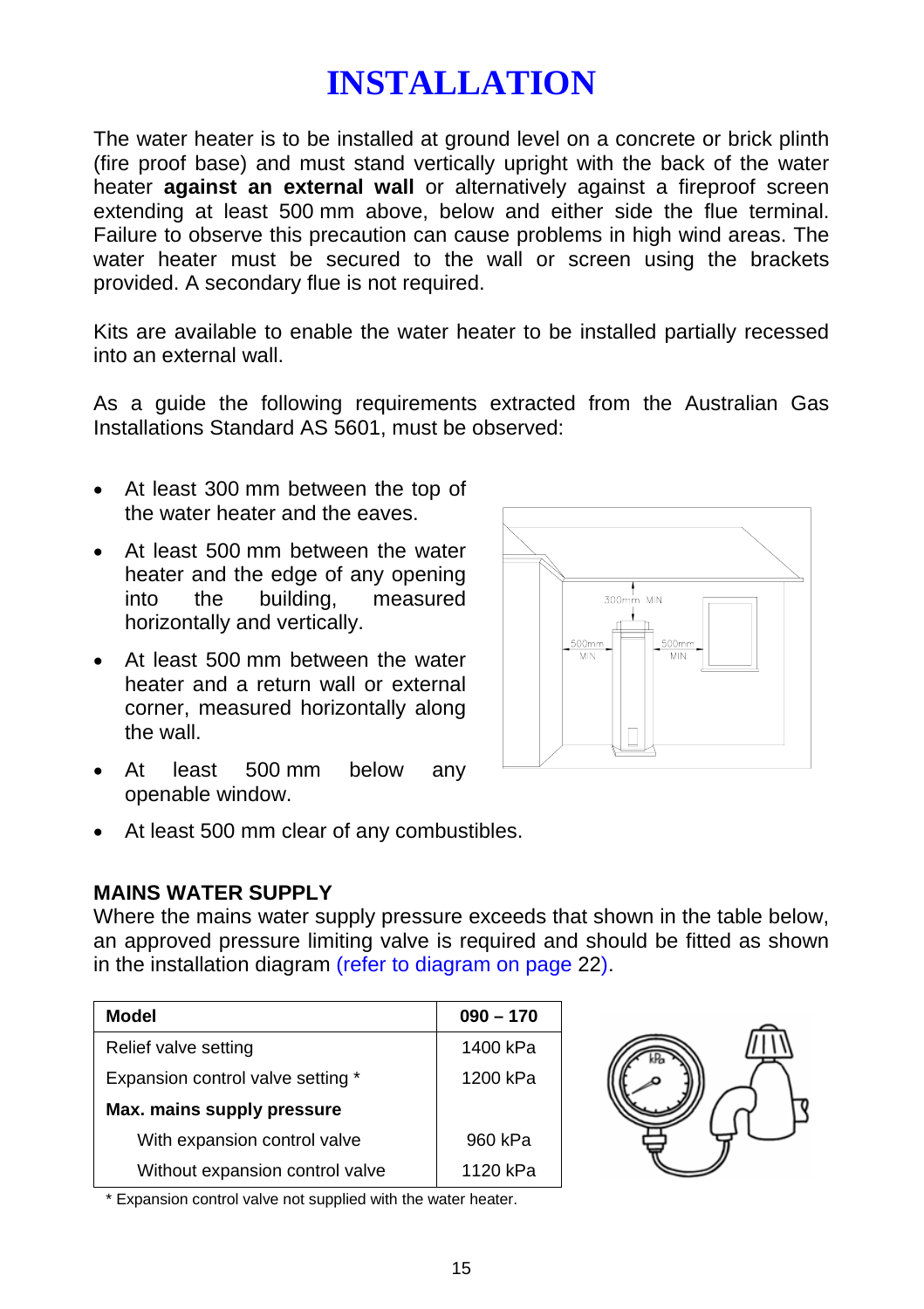# INSTALLATION

The water heater is to be installed at ground level on a concrete or brick plinth (fire proof base) and must stand vertically upright with the back of the water heater **against an external wall** or alternatively against a fireproof screen extending at least 500 mm above, below and either side the flue terminal. Failure to observe this precaution can cause problems in high wind areas. The water heater must be secured to the wall or screen using the brackets provided. A secondary flue is not required.

Kits are available to enable the water heater to be installed partially recessed into an external wall.

As a guide the following requirements extracted from the Australian Gas Installations Standard AS 5601, must be observed:

- At least 300 mm between the top of the water heater and the eaves.
- At least 500 mm between the water heater and the edge of any opening into the building, measured horizontally and vertically.
- At least 500 mm between the water heater and a return wall or external corner, measured horizontally along the wall.
- At least 500 mm below any openable window.
- At least 500 mm clear of any combustibles.

## MAINS WATER SUPPLY

Where the mains water supply pressure exceeds that shown in the table below, an approved pressure limiting valve is required and should be fitted as shown in the installation diagram (refer to diagram on page 22).

| Model | 090 – 170 |
|---|---|
| Relief valve setting | 1400 kPa |
| Expansion control valve setting * | 1200 kPa |
| **Max. mains supply pressure** | |
| With expansion control valve | 960 kPa |
| Without expansion control valve | 1120 kPa |

\* Expansion control valve not supplied with the water heater.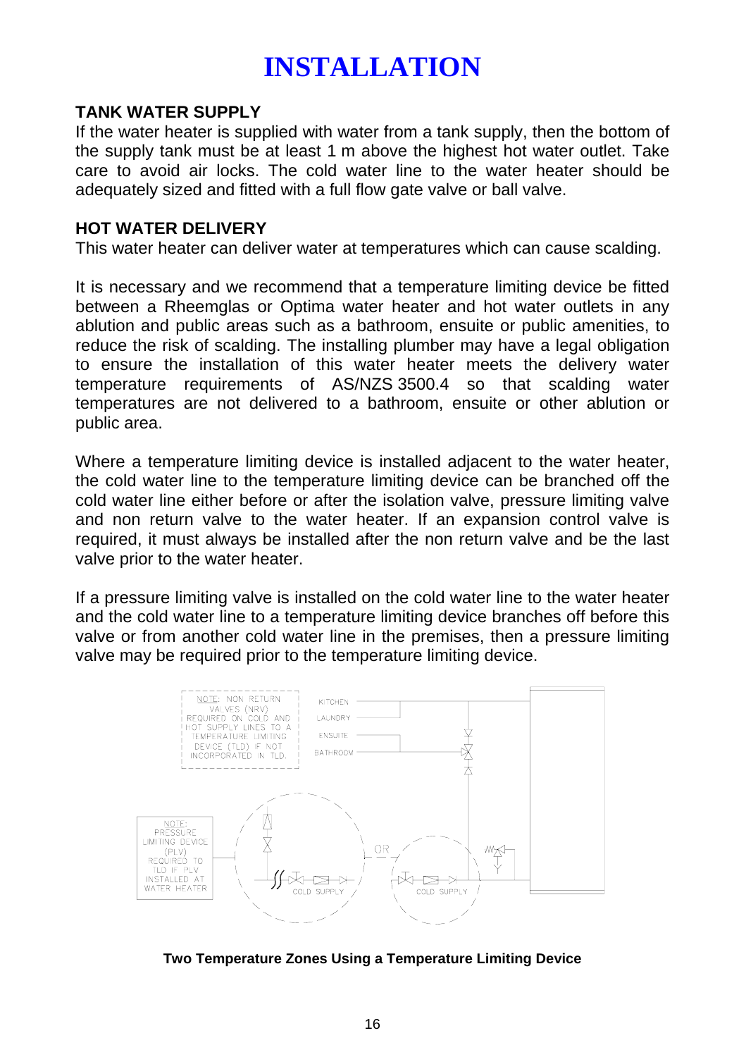# INSTALLATION

### TANK WATER SUPPLY

If the water heater is supplied with water from a tank supply, then the bottom of the supply tank must be at least 1 m above the highest hot water outlet. Take care to avoid air locks. The cold water line to the water heater should be adequately sized and fitted with a full flow gate valve or ball valve.

### HOT WATER DELIVERY

This water heater can deliver water at temperatures which can cause scalding.

It is necessary and we recommend that a temperature limiting device be fitted between a Rheemglas or Optima water heater and hot water outlets in any ablution and public areas such as a bathroom, ensuite or public amenities, to reduce the risk of scalding. The installing plumber may have a legal obligation to ensure the installation of this water heater meets the delivery water temperature requirements of AS/NZS 3500.4 so that scalding water temperatures are not delivered to a bathroom, ensuite or other ablution or public area.

Where a temperature limiting device is installed adjacent to the water heater, the cold water line to the temperature limiting device can be branched off the cold water line either before or after the isolation valve, pressure limiting valve and non return valve to the water heater. If an expansion control valve is required, it must always be installed after the non return valve and be the last valve prior to the water heater.

If a pressure limiting valve is installed on the cold water line to the water heater and the cold water line to a temperature limiting device branches off before this valve or from another cold water line in the premises, then a pressure limiting valve may be required prior to the temperature limiting device.

**Two Temperature Zones Using a Temperature Limiting Device**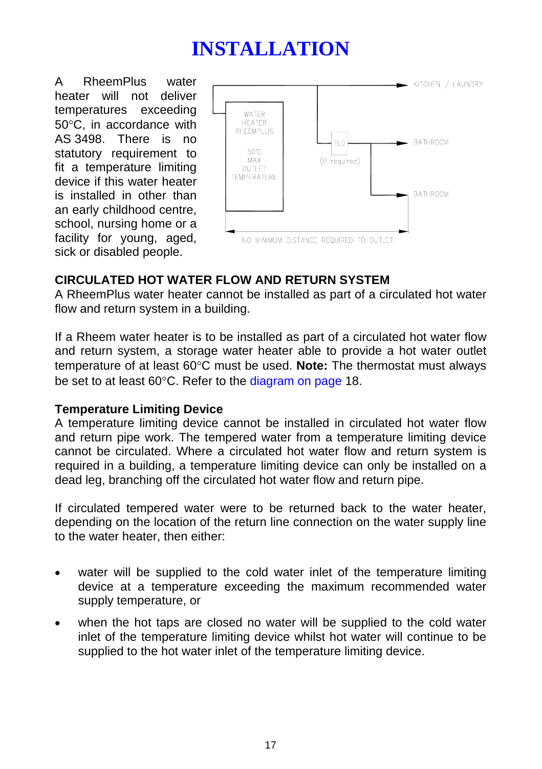# INSTALLATION

A RheemPlus water heater will not deliver temperatures exceeding 50°C, in accordance with AS 3498. There is no statutory requirement to fit a temperature limiting device if this water heater is installed in other than an early childhood centre, school, nursing home or a facility for young, aged, sick or disabled people.

**CIRCULATED HOT WATER FLOW AND RETURN SYSTEM**

A RheemPlus water heater cannot be installed as part of a circulated hot water flow and return system in a building.

If a Rheem water heater is to be installed as part of a circulated hot water flow and return system, a storage water heater able to provide a hot water outlet temperature of at least 60°C must be used. **Note:** The thermostat must always be set to at least 60°C. Refer to the diagram on page 18.

**Temperature Limiting Device**

A temperature limiting device cannot be installed in circulated hot water flow and return pipe work. The tempered water from a temperature limiting device cannot be circulated. Where a circulated hot water flow and return system is required in a building, a temperature limiting device can only be installed on a dead leg, branching off the circulated hot water flow and return pipe.

If circulated tempered water were to be returned back to the water heater, depending on the location of the return line connection on the water supply line to the water heater, then either:

- water will be supplied to the cold water inlet of the temperature limiting device at a temperature exceeding the maximum recommended water supply temperature, or
- when the hot taps are closed no water will be supplied to the cold water inlet of the temperature limiting device whilst hot water will continue to be supplied to the hot water inlet of the temperature limiting device.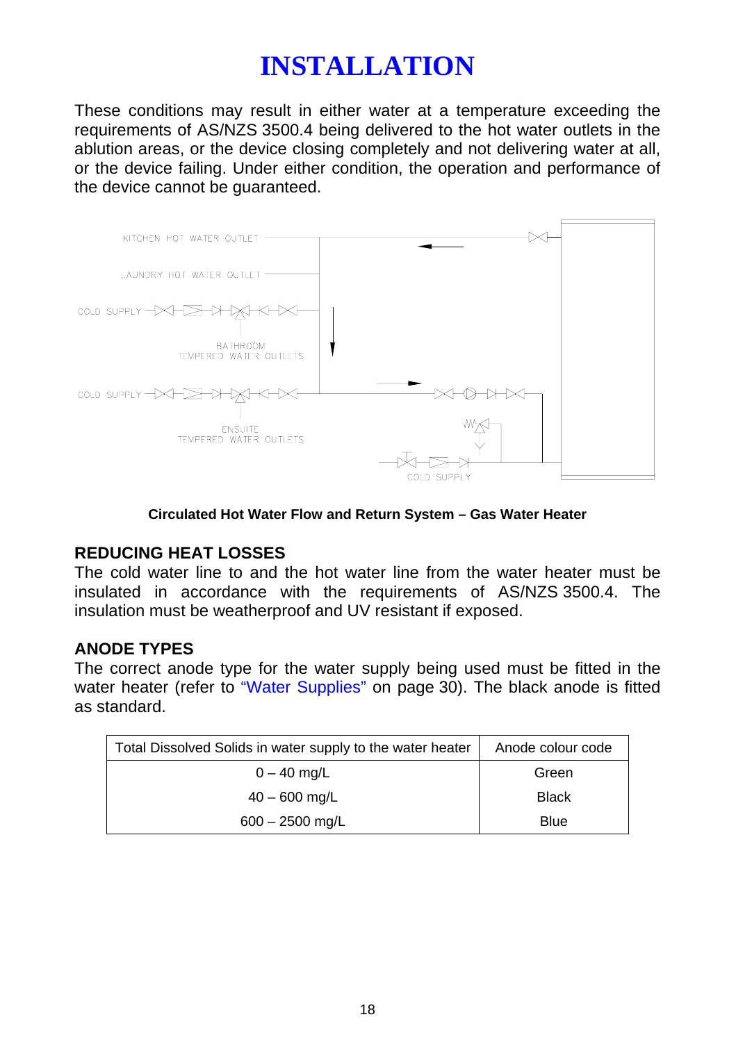# INSTALLATION

These conditions may result in either water at a temperature exceeding the requirements of AS/NZS 3500.4 being delivered to the hot water outlets in the ablution areas, or the device closing completely and not delivering water at all, or the device failing. Under either condition, the operation and performance of the device cannot be guaranteed.

KITCHEN HOT WATER OUTLET

LAUNDRY HOT WATER OUTLET

COLD SUPPLY

BATHROOM TEMPERED WATER OUTLETS

COLD SUPPLY

ENSUITE TEMPERED WATER OUTLETS

COLD SUPPLY

**Circulated Hot Water Flow and Return System – Gas Water Heater**

## REDUCING HEAT LOSSES

The cold water line to and the hot water line from the water heater must be insulated in accordance with the requirements of AS/NZS 3500.4. The insulation must be weatherproof and UV resistant if exposed.

## ANODE TYPES

The correct anode type for the water supply being used must be fitted in the water heater (refer to "Water Supplies" on page 30). The black anode is fitted as standard.

| Total Dissolved Solids in water supply to the water heater | Anode colour code |
|---|---|
| 0 – 40 mg/L | Green |
| 40 – 600 mg/L | Black |
| 600 – 2500 mg/L | Blue |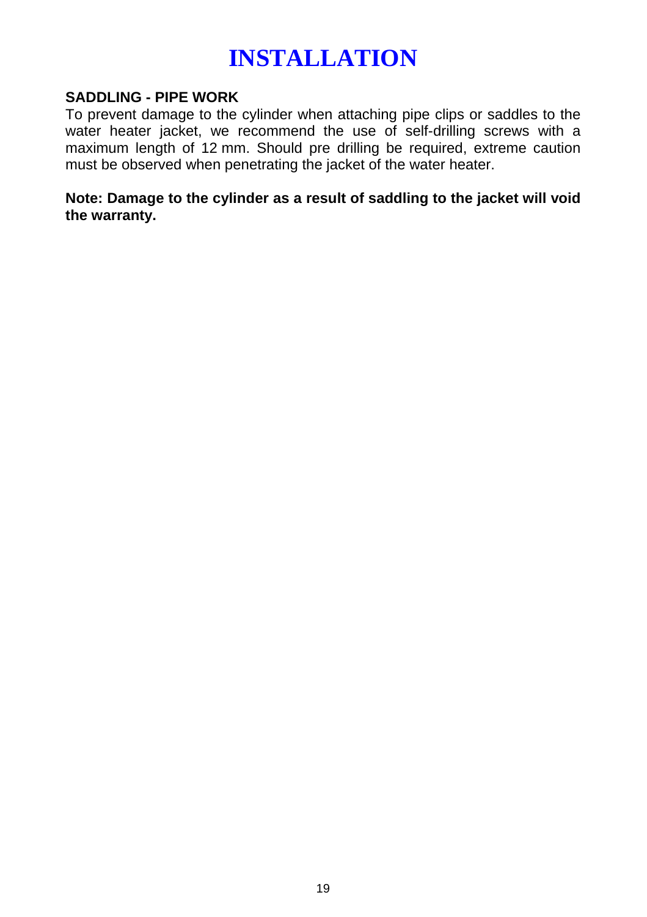# INSTALLATION

**SADDLING - PIPE WORK**

To prevent damage to the cylinder when attaching pipe clips or saddles to the water heater jacket, we recommend the use of self-drilling screws with a maximum length of 12 mm. Should pre drilling be required, extreme caution must be observed when penetrating the jacket of the water heater.

**Note: Damage to the cylinder as a result of saddling to the jacket will void the warranty.**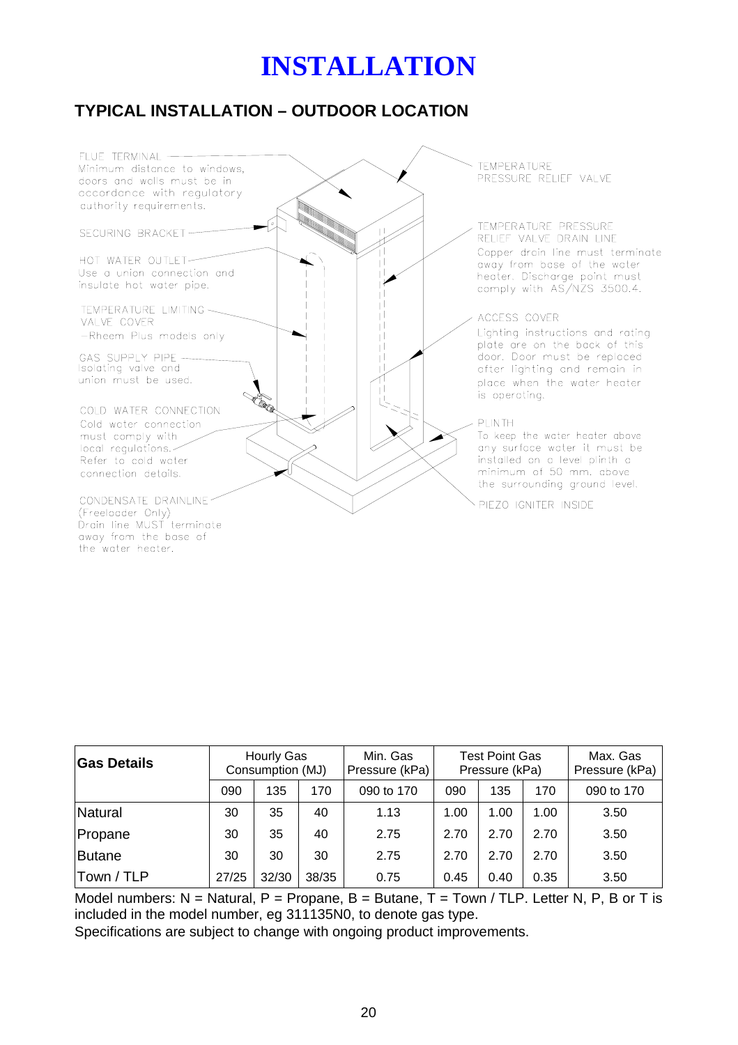# INSTALLATION

## TYPICAL INSTALLATION – OUTDOOR LOCATION

FLUE TERMINAL
Minimum distance to windows, doors and walls must be in accordance with regulatory authority requirements.

SECURING BRACKET

HOT WATER OUTLET
Use a union connection and insulate hot water pipe.

TEMPERATURE LIMITING VALVE COVER
–Rheem Plus models only

GAS SUPPLY PIPE
Isolating valve and union must be used.

COLD WATER CONNECTION
Cold water connection must comply with local regulations. Refer to cold water connection details.

CONDENSATE DRAINLINE
(Freeloader Only)
Drain line MUST terminate away from the base of the water heater.

TEMPERATURE PRESSURE RELIEF VALVE

TEMPERATURE PRESSURE RELIEF VALVE DRAIN LINE
Copper drain line must terminate away from base of the water heater. Discharge point must comply with AS/NZS 3500.4.

ACCESS COVER
Lighting instructions and rating plate are on the back of this door. Door must be replaced after lighting and remain in place when the water heater is operating.

PLINTH
To keep the water heater above any surface water it must be installed on a level plinth a minimum of 50 mm. above the surrounding ground level.

PIEZO IGNITER INSIDE

| Gas Details | Hourly Gas Consumption (MJ) | | | Min. Gas Pressure (kPa) | Test Point Gas Pressure (kPa) | | | Max. Gas Pressure (kPa) |
|---|---|---|---|---|---|---|---|---|
| | 090 | 135 | 170 | 090 to 170 | 090 | 135 | 170 | 090 to 170 |
| Natural | 30 | 35 | 40 | 1.13 | 1.00 | 1.00 | 1.00 | 3.50 |
| Propane | 30 | 35 | 40 | 2.75 | 2.70 | 2.70 | 2.70 | 3.50 |
| Butane | 30 | 30 | 30 | 2.75 | 2.70 | 2.70 | 2.70 | 3.50 |
| Town / TLP | 27/25 | 32/30 | 38/35 | 0.75 | 0.45 | 0.40 | 0.35 | 3.50 |

Model numbers: N = Natural, P = Propane, B = Butane, T = Town / TLP. Letter N, P, B or T is included in the model number, eg 311135N0, to denote gas type.
Specifications are subject to change with ongoing product improvements.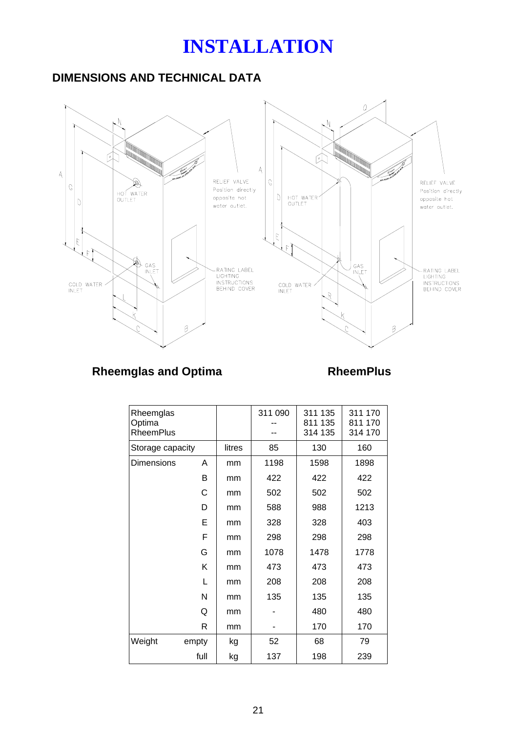# INSTALLATION

## DIMENSIONS AND TECHNICAL DATA

RELIEF VALVE Position directly opposite hot water outlet.

HOT WATER OUTLET

GAS INLET

COLD WATER INLET

RATING LABEL LIGHTING INSTRUCTIONS BEHIND COVER

**Rheemglas and Optima** **RheemPlus**

| Rheemglas<br>Optima<br>RheemPlus | | | 311 090<br>--<br>-- | 311 135<br>811 135<br>314 135 | 311 170<br>811 170<br>314 170 |
|---|---|---|---|---|---|
| Storage capacity | | litres | 85 | 130 | 160 |
| Dimensions | A | mm | 1198 | 1598 | 1898 |
| | B | mm | 422 | 422 | 422 |
| | C | mm | 502 | 502 | 502 |
| | D | mm | 588 | 988 | 1213 |
| | E | mm | 328 | 328 | 403 |
| | F | mm | 298 | 298 | 298 |
| | G | mm | 1078 | 1478 | 1778 |
| | K | mm | 473 | 473 | 473 |
| | L | mm | 208 | 208 | 208 |
| | N | mm | 135 | 135 | 135 |
| | Q | mm | - | 480 | 480 |
| | R | mm | - | 170 | 170 |
| Weight | empty | kg | 52 | 68 | 79 |
| | full | kg | 137 | 198 | 239 |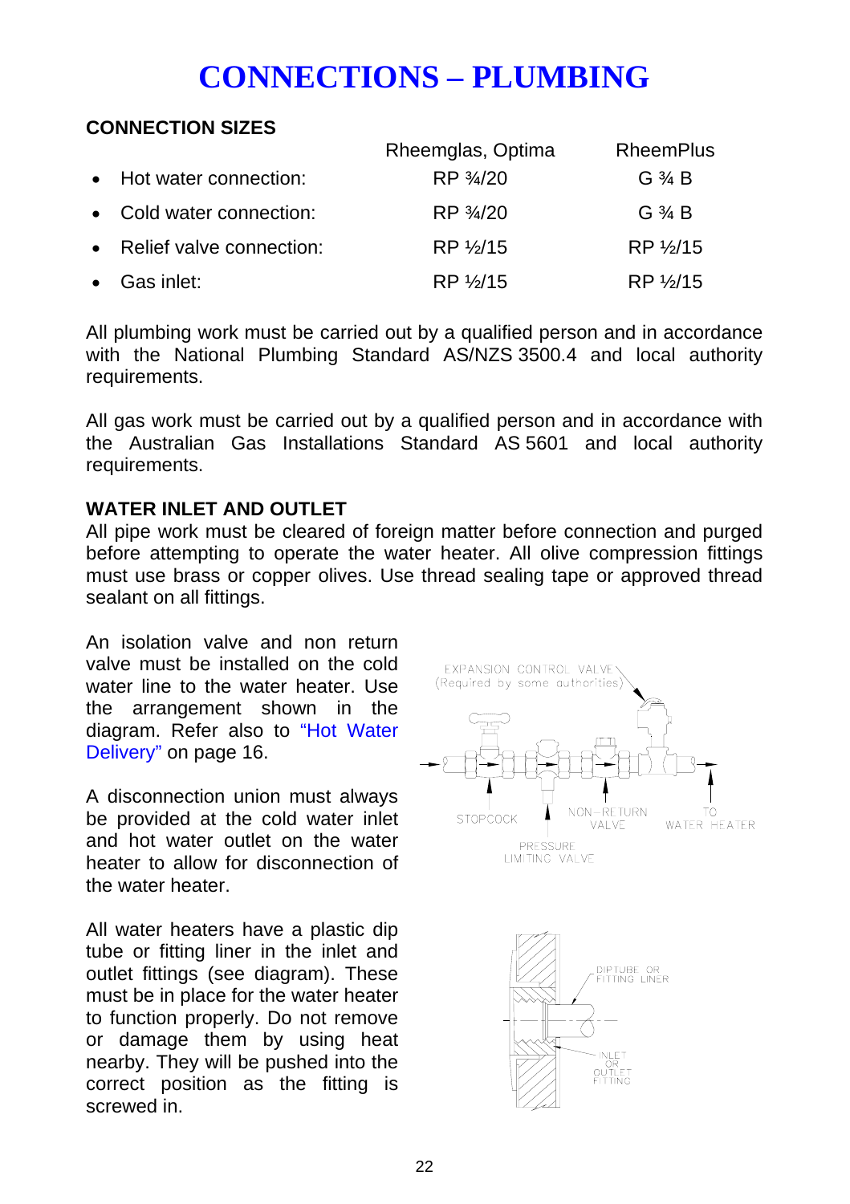# CONNECTIONS – PLUMBING

## CONNECTION SIZES

| | Rheemglas, Optima | RheemPlus |
|---|---|---|
| • Hot water connection: | RP ¾/20 | G ¾ B |
| • Cold water connection: | RP ¾/20 | G ¾ B |
| • Relief valve connection: | RP ½/15 | RP ½/15 |
| • Gas inlet: | RP ½/15 | RP ½/15 |

All plumbing work must be carried out by a qualified person and in accordance with the National Plumbing Standard AS/NZS 3500.4 and local authority requirements.

All gas work must be carried out by a qualified person and in accordance with the Australian Gas Installations Standard AS 5601 and local authority requirements.

## WATER INLET AND OUTLET

All pipe work must be cleared of foreign matter before connection and purged before attempting to operate the water heater. All olive compression fittings must use brass or copper olives. Use thread sealing tape or approved thread sealant on all fittings.

An isolation valve and non return valve must be installed on the cold water line to the water heater. Use the arrangement shown in the diagram. Refer also to "Hot Water Delivery" on page 16.

EXPANSION CONTROL VALVE (Required by some authorities)

STOPCOCK

NON–RETURN VALVE

TO WATER HEATER

PRESSURE LIMITING VALVE

A disconnection union must always be provided at the cold water inlet and hot water outlet on the water heater to allow for disconnection of the water heater.

All water heaters have a plastic dip tube or fitting liner in the inlet and outlet fittings (see diagram). These must be in place for the water heater to function properly. Do not remove or damage them by using heat nearby. They will be pushed into the correct position as the fitting is screwed in.

DIPTUBE OR FITTING LINER

INLET OR OUTLET FITTING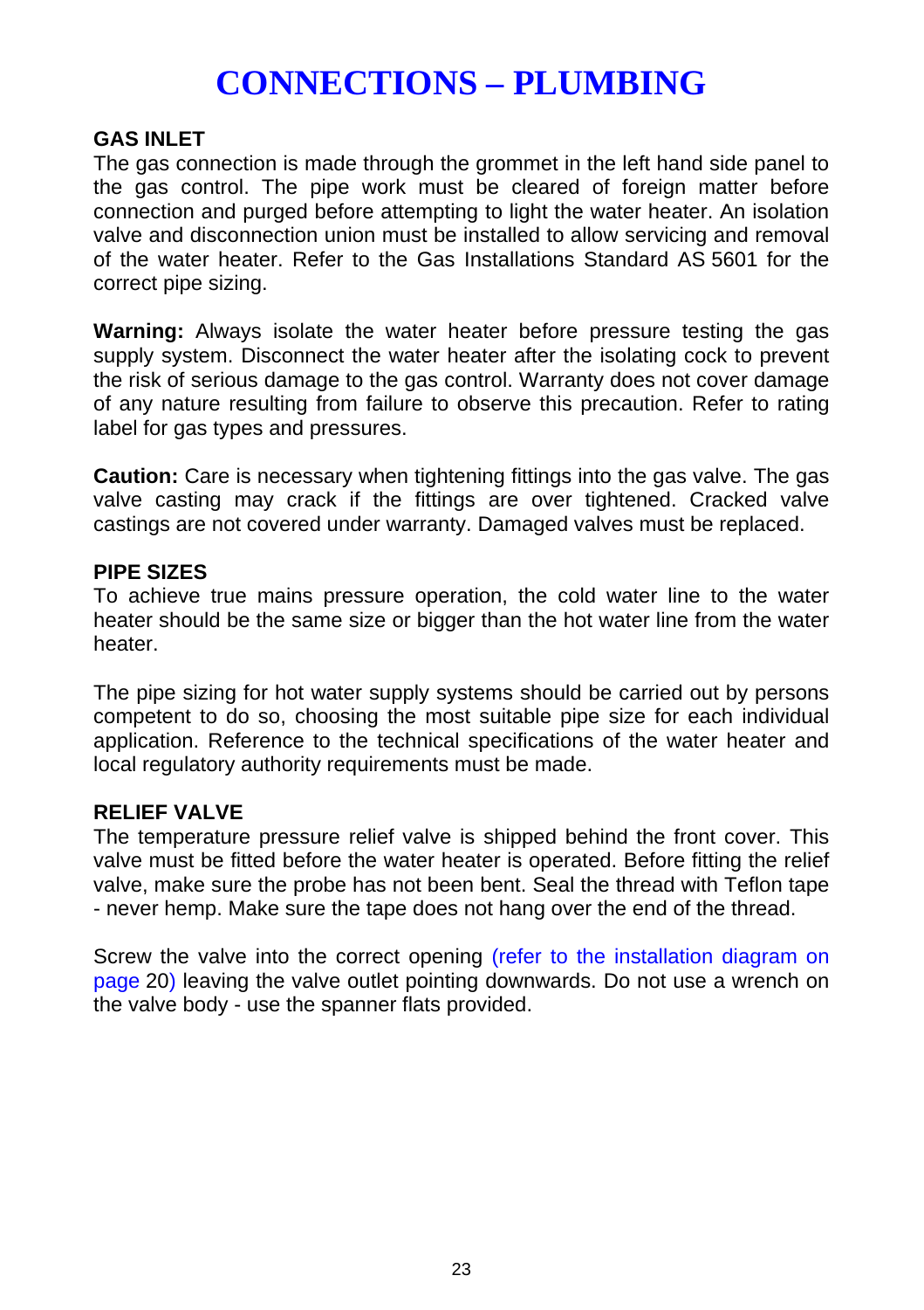# CONNECTIONS – PLUMBING

## GAS INLET

The gas connection is made through the grommet in the left hand side panel to the gas control. The pipe work must be cleared of foreign matter before connection and purged before attempting to light the water heater. An isolation valve and disconnection union must be installed to allow servicing and removal of the water heater. Refer to the Gas Installations Standard AS 5601 for the correct pipe sizing.

**Warning:** Always isolate the water heater before pressure testing the gas supply system. Disconnect the water heater after the isolating cock to prevent the risk of serious damage to the gas control. Warranty does not cover damage of any nature resulting from failure to observe this precaution. Refer to rating label for gas types and pressures.

**Caution:** Care is necessary when tightening fittings into the gas valve. The gas valve casting may crack if the fittings are over tightened. Cracked valve castings are not covered under warranty. Damaged valves must be replaced.

## PIPE SIZES

To achieve true mains pressure operation, the cold water line to the water heater should be the same size or bigger than the hot water line from the water heater.

The pipe sizing for hot water supply systems should be carried out by persons competent to do so, choosing the most suitable pipe size for each individual application. Reference to the technical specifications of the water heater and local regulatory authority requirements must be made.

## RELIEF VALVE

The temperature pressure relief valve is shipped behind the front cover. This valve must be fitted before the water heater is operated. Before fitting the relief valve, make sure the probe has not been bent. Seal the thread with Teflon tape - never hemp. Make sure the tape does not hang over the end of the thread.

Screw the valve into the correct opening (refer to the installation diagram on page 20) leaving the valve outlet pointing downwards. Do not use a wrench on the valve body - use the spanner flats provided.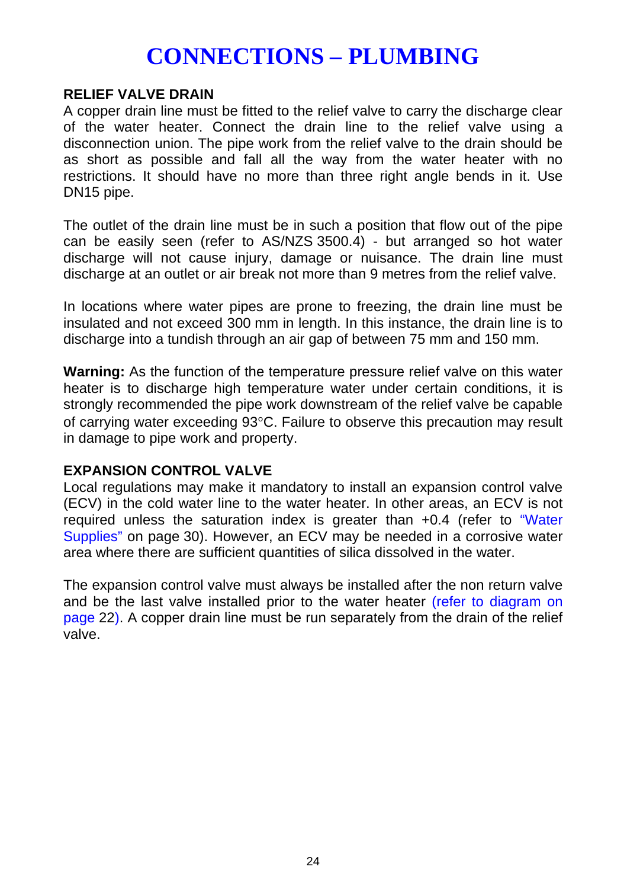# CONNECTIONS – PLUMBING

### RELIEF VALVE DRAIN

A copper drain line must be fitted to the relief valve to carry the discharge clear of the water heater. Connect the drain line to the relief valve using a disconnection union. The pipe work from the relief valve to the drain should be as short as possible and fall all the way from the water heater with no restrictions. It should have no more than three right angle bends in it. Use DN15 pipe.

The outlet of the drain line must be in such a position that flow out of the pipe can be easily seen (refer to AS/NZS 3500.4) - but arranged so hot water discharge will not cause injury, damage or nuisance. The drain line must discharge at an outlet or air break not more than 9 metres from the relief valve.

In locations where water pipes are prone to freezing, the drain line must be insulated and not exceed 300 mm in length. In this instance, the drain line is to discharge into a tundish through an air gap of between 75 mm and 150 mm.

**Warning:** As the function of the temperature pressure relief valve on this water heater is to discharge high temperature water under certain conditions, it is strongly recommended the pipe work downstream of the relief valve be capable of carrying water exceeding 93°C. Failure to observe this precaution may result in damage to pipe work and property.

### EXPANSION CONTROL VALVE

Local regulations may make it mandatory to install an expansion control valve (ECV) in the cold water line to the water heater. In other areas, an ECV is not required unless the saturation index is greater than +0.4 (refer to "Water Supplies" on page 30). However, an ECV may be needed in a corrosive water area where there are sufficient quantities of silica dissolved in the water.

The expansion control valve must always be installed after the non return valve and be the last valve installed prior to the water heater (refer to diagram on page 22). A copper drain line must be run separately from the drain of the relief valve.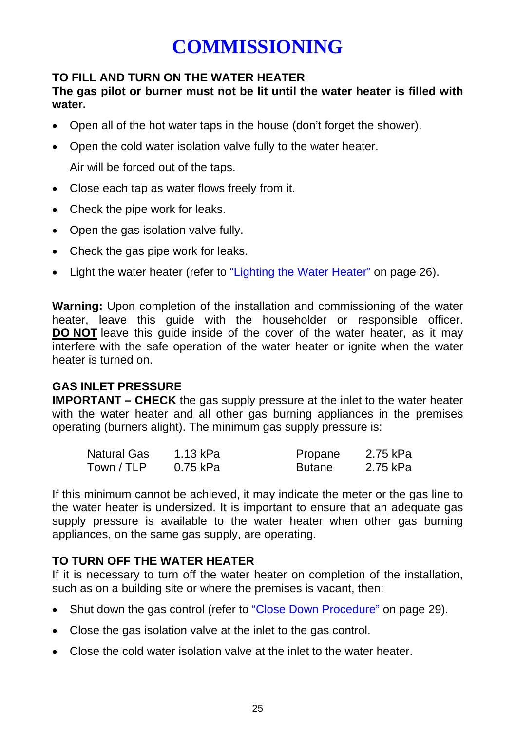# COMMISSIONING

### TO FILL AND TURN ON THE WATER HEATER

**The gas pilot or burner must not be lit until the water heater is filled with water.**

- Open all of the hot water taps in the house (don't forget the shower).
- Open the cold water isolation valve fully to the water heater.

  Air will be forced out of the taps.
- Close each tap as water flows freely from it.
- Check the pipe work for leaks.
- Open the gas isolation valve fully.
- Check the gas pipe work for leaks.
- Light the water heater (refer to "Lighting the Water Heater" on page 26).

**Warning:** Upon completion of the installation and commissioning of the water heater, leave this guide with the householder or responsible officer. **DO NOT** leave this guide inside of the cover of the water heater, as it may interfere with the safe operation of the water heater or ignite when the water heater is turned on.

### GAS INLET PRESSURE

**IMPORTANT – CHECK** the gas supply pressure at the inlet to the water heater with the water heater and all other gas burning appliances in the premises operating (burners alight). The minimum gas supply pressure is:

| | | | |
|---|---|---|---|
| Natural Gas | 1.13 kPa | Propane | 2.75 kPa |
| Town / TLP | 0.75 kPa | Butane | 2.75 kPa |

If this minimum cannot be achieved, it may indicate the meter or the gas line to the water heater is undersized. It is important to ensure that an adequate gas supply pressure is available to the water heater when other gas burning appliances, on the same gas supply, are operating.

### TO TURN OFF THE WATER HEATER

If it is necessary to turn off the water heater on completion of the installation, such as on a building site or where the premises is vacant, then:

- Shut down the gas control (refer to "Close Down Procedure" on page 29).
- Close the gas isolation valve at the inlet to the gas control.
- Close the cold water isolation valve at the inlet to the water heater.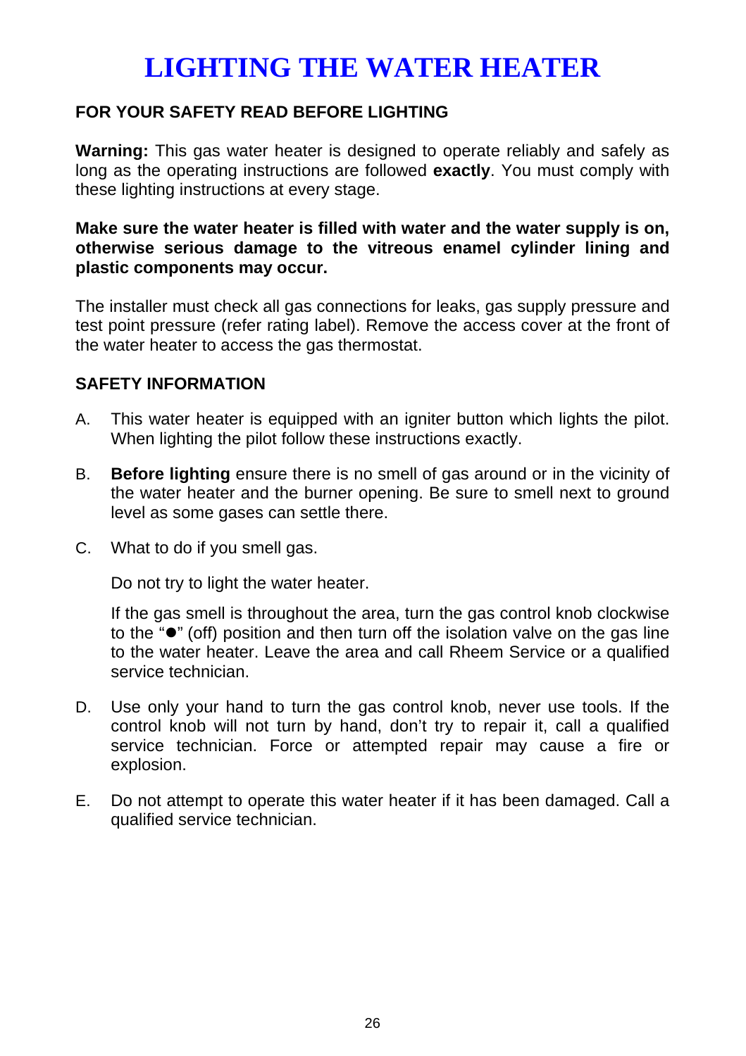# LIGHTING THE WATER HEATER

**FOR YOUR SAFETY READ BEFORE LIGHTING**

**Warning:** This gas water heater is designed to operate reliably and safely as long as the operating instructions are followed **exactly**. You must comply with these lighting instructions at every stage.

**Make sure the water heater is filled with water and the water supply is on, otherwise serious damage to the vitreous enamel cylinder lining and plastic components may occur.**

The installer must check all gas connections for leaks, gas supply pressure and test point pressure (refer rating label). Remove the access cover at the front of the water heater to access the gas thermostat.

**SAFETY INFORMATION**

A. This water heater is equipped with an igniter button which lights the pilot. When lighting the pilot follow these instructions exactly.

B. **Before lighting** ensure there is no smell of gas around or in the vicinity of the water heater and the burner opening. Be sure to smell next to ground level as some gases can settle there.

C. What to do if you smell gas.

   Do not try to light the water heater.

   If the gas smell is throughout the area, turn the gas control knob clockwise to the "●" (off) position and then turn off the isolation valve on the gas line to the water heater. Leave the area and call Rheem Service or a qualified service technician.

D. Use only your hand to turn the gas control knob, never use tools. If the control knob will not turn by hand, don't try to repair it, call a qualified service technician. Force or attempted repair may cause a fire or explosion.

E. Do not attempt to operate this water heater if it has been damaged. Call a qualified service technician.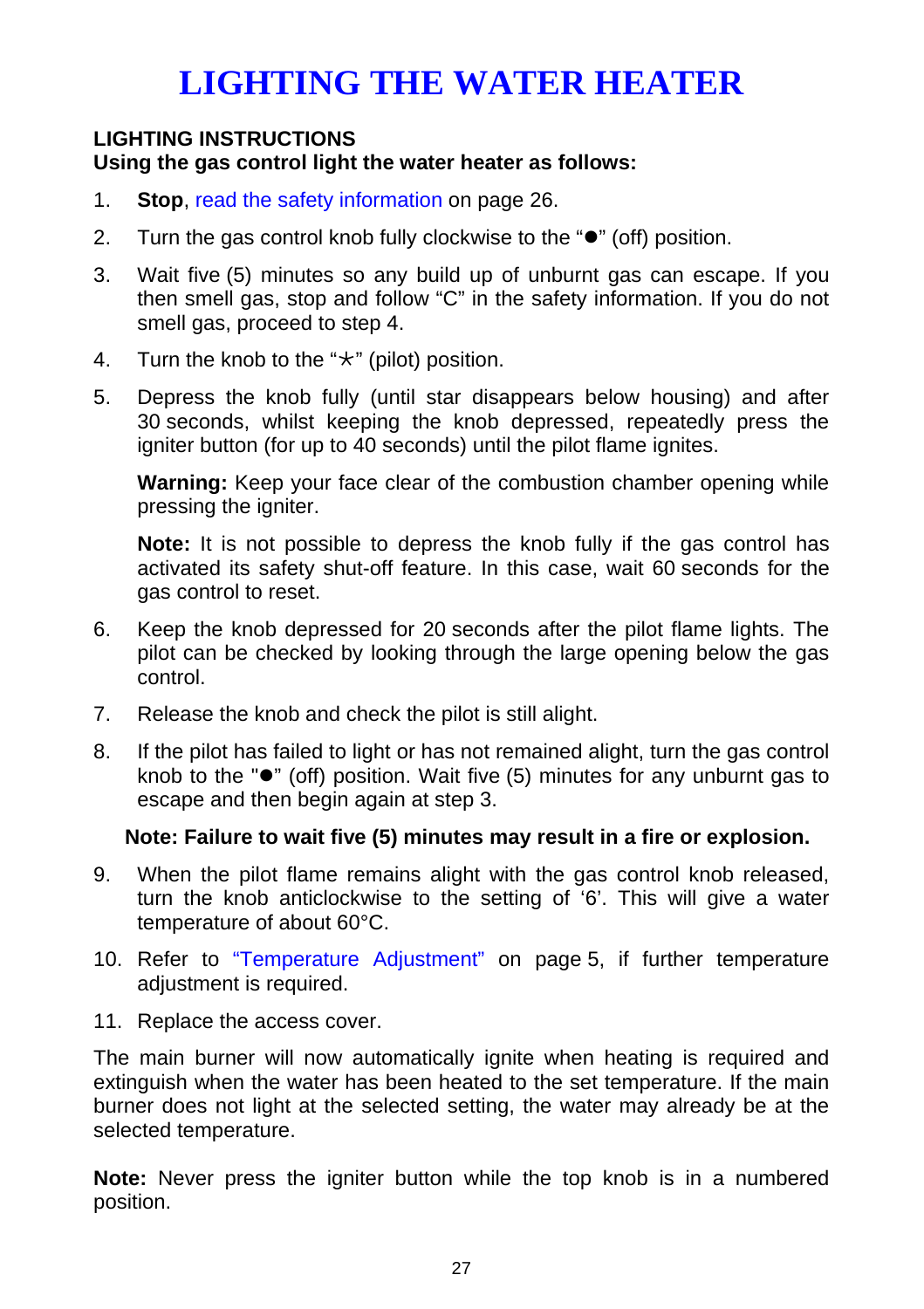# LIGHTING THE WATER HEATER

**LIGHTING INSTRUCTIONS**
**Using the gas control light the water heater as follows:**

1. **Stop**, read the safety information on page 26.
2. Turn the gas control knob fully clockwise to the "●" (off) position.
3. Wait five (5) minutes so any build up of unburnt gas can escape. If you then smell gas, stop and follow "C" in the safety information. If you do not smell gas, proceed to step 4.
4. Turn the knob to the "⚹" (pilot) position.
5. Depress the knob fully (until star disappears below housing) and after 30 seconds, whilst keeping the knob depressed, repeatedly press the igniter button (for up to 40 seconds) until the pilot flame ignites.

   **Warning:** Keep your face clear of the combustion chamber opening while pressing the igniter.

   **Note:** It is not possible to depress the knob fully if the gas control has activated its safety shut-off feature. In this case, wait 60 seconds for the gas control to reset.

6. Keep the knob depressed for 20 seconds after the pilot flame lights. The pilot can be checked by looking through the large opening below the gas control.
7. Release the knob and check the pilot is still alight.
8. If the pilot has failed to light or has not remained alight, turn the gas control knob to the "●" (off) position. Wait five (5) minutes for any unburnt gas to escape and then begin again at step 3.

   **Note: Failure to wait five (5) minutes may result in a fire or explosion.**

9. When the pilot flame remains alight with the gas control knob released, turn the knob anticlockwise to the setting of '6'. This will give a water temperature of about 60°C.
10. Refer to "Temperature Adjustment" on page 5, if further temperature adjustment is required.
11. Replace the access cover.

The main burner will now automatically ignite when heating is required and extinguish when the water has been heated to the set temperature. If the main burner does not light at the selected setting, the water may already be at the selected temperature.

**Note:** Never press the igniter button while the top knob is in a numbered position.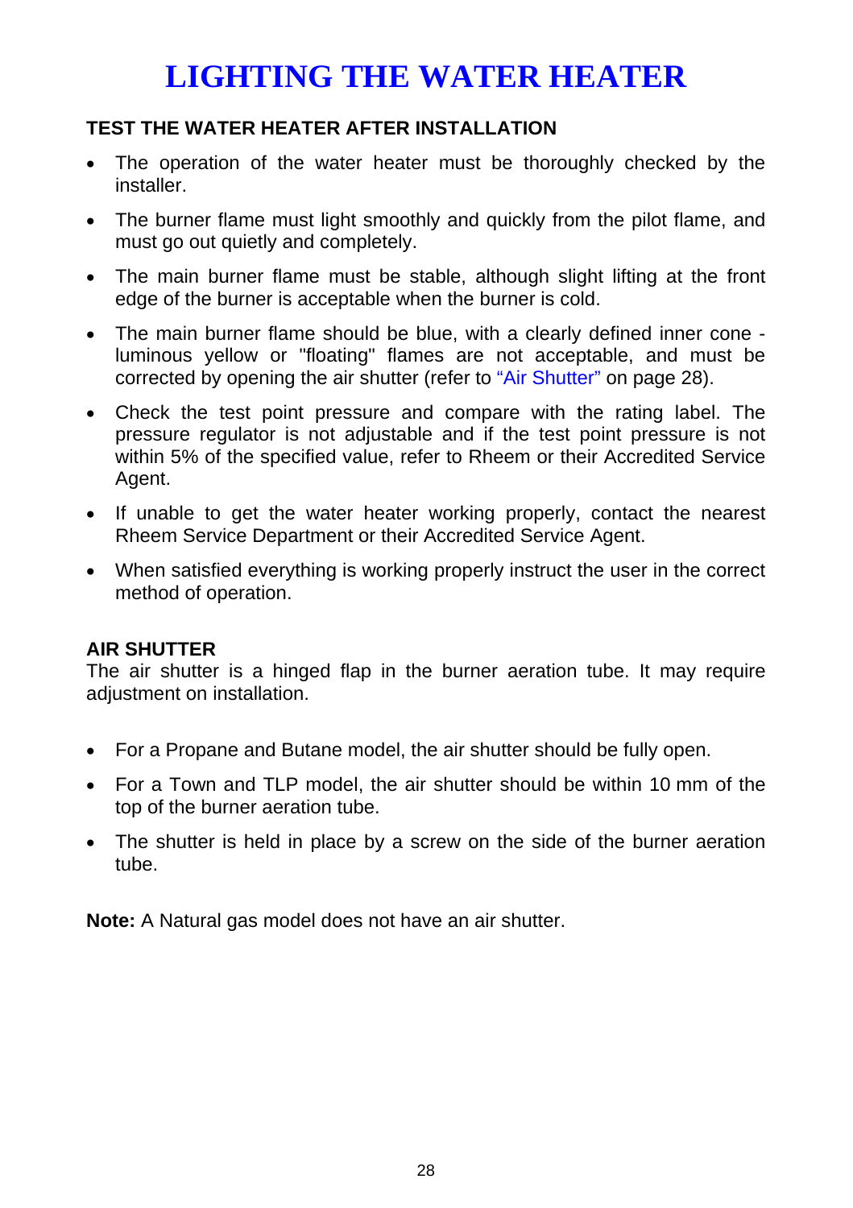# LIGHTING THE WATER HEATER

### TEST THE WATER HEATER AFTER INSTALLATION

- The operation of the water heater must be thoroughly checked by the installer.
- The burner flame must light smoothly and quickly from the pilot flame, and must go out quietly and completely.
- The main burner flame must be stable, although slight lifting at the front edge of the burner is acceptable when the burner is cold.
- The main burner flame should be blue, with a clearly defined inner cone - luminous yellow or "floating" flames are not acceptable, and must be corrected by opening the air shutter (refer to "Air Shutter" on page 28).
- Check the test point pressure and compare with the rating label. The pressure regulator is not adjustable and if the test point pressure is not within 5% of the specified value, refer to Rheem or their Accredited Service Agent.
- If unable to get the water heater working properly, contact the nearest Rheem Service Department or their Accredited Service Agent.
- When satisfied everything is working properly instruct the user in the correct method of operation.

### AIR SHUTTER

The air shutter is a hinged flap in the burner aeration tube. It may require adjustment on installation.

- For a Propane and Butane model, the air shutter should be fully open.
- For a Town and TLP model, the air shutter should be within 10 mm of the top of the burner aeration tube.
- The shutter is held in place by a screw on the side of the burner aeration tube.

**Note:** A Natural gas model does not have an air shutter.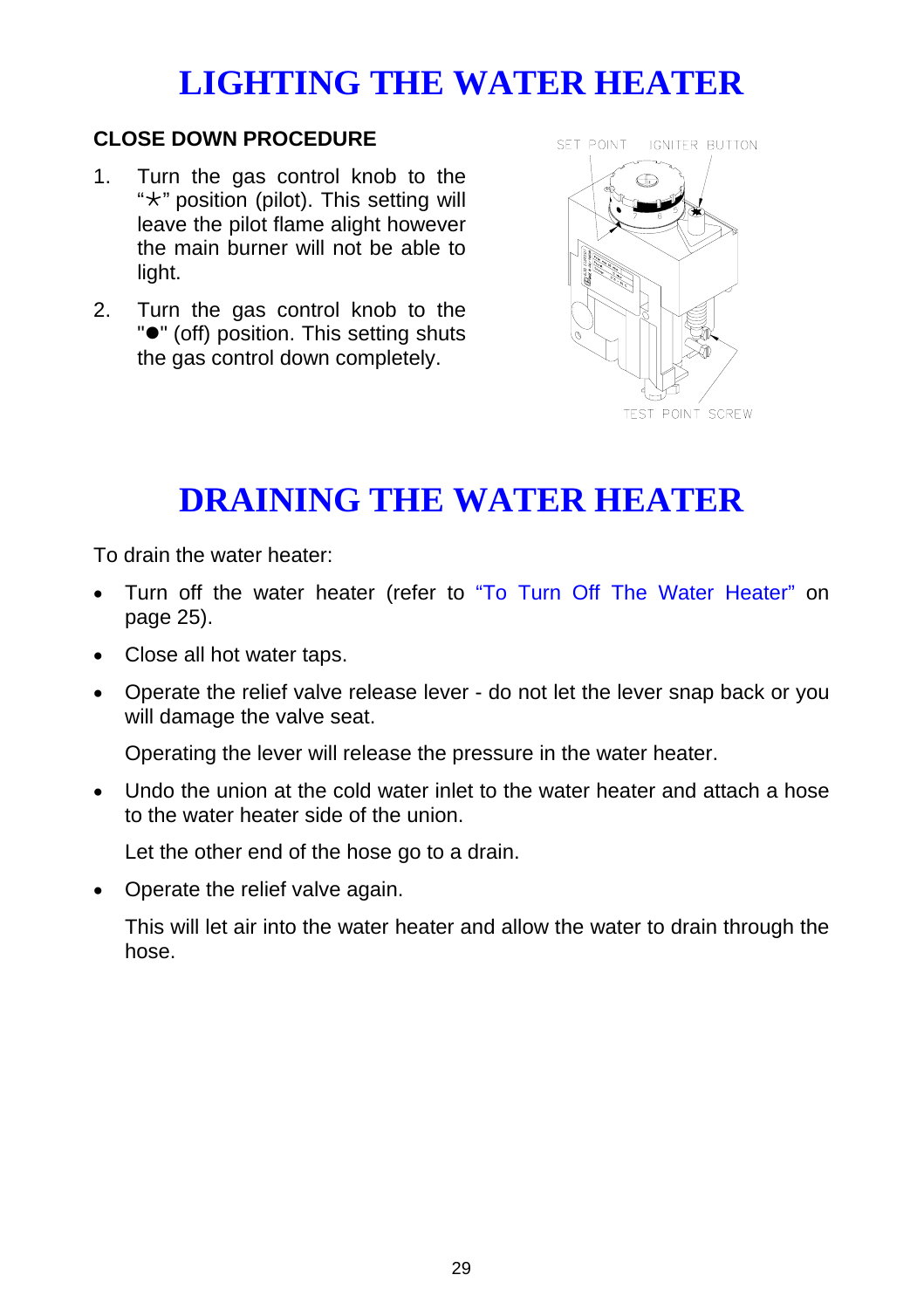# LIGHTING THE WATER HEATER

**CLOSE DOWN PROCEDURE**

1. Turn the gas control knob to the "⚹" position (pilot). This setting will leave the pilot flame alight however the main burner will not be able to light.
2. Turn the gas control knob to the "●" (off) position. This setting shuts the gas control down completely.

# DRAINING THE WATER HEATER

To drain the water heater:

- Turn off the water heater (refer to "To Turn Off The Water Heater" on page 25).
- Close all hot water taps.
- Operate the relief valve release lever - do not let the lever snap back or you will damage the valve seat.

  Operating the lever will release the pressure in the water heater.
- Undo the union at the cold water inlet to the water heater and attach a hose to the water heater side of the union.

  Let the other end of the hose go to a drain.
- Operate the relief valve again.

  This will let air into the water heater and allow the water to drain through the hose.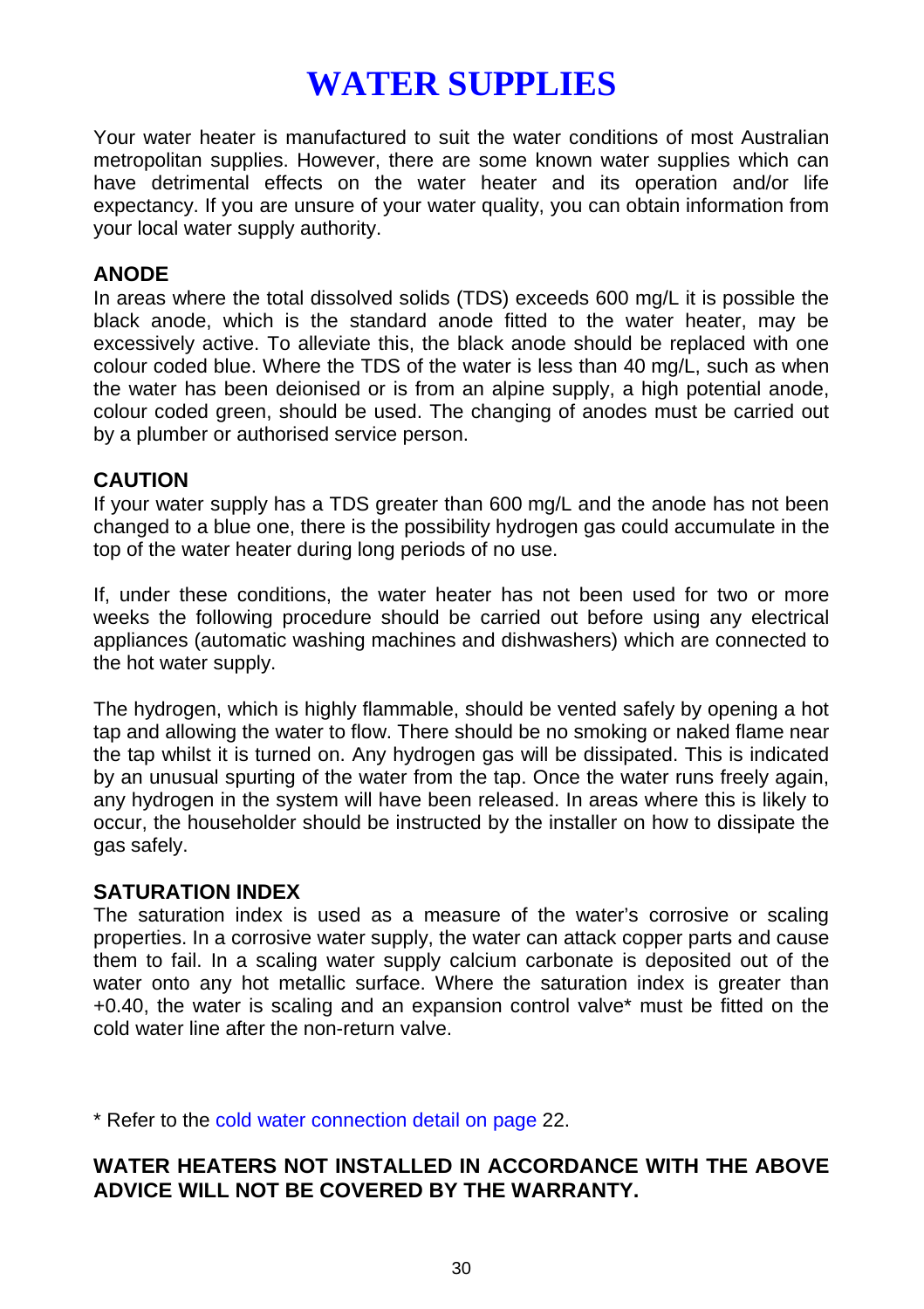# WATER SUPPLIES

Your water heater is manufactured to suit the water conditions of most Australian metropolitan supplies. However, there are some known water supplies which can have detrimental effects on the water heater and its operation and/or life expectancy. If you are unsure of your water quality, you can obtain information from your local water supply authority.

### ANODE

In areas where the total dissolved solids (TDS) exceeds 600 mg/L it is possible the black anode, which is the standard anode fitted to the water heater, may be excessively active. To alleviate this, the black anode should be replaced with one colour coded blue. Where the TDS of the water is less than 40 mg/L, such as when the water has been deionised or is from an alpine supply, a high potential anode, colour coded green, should be used. The changing of anodes must be carried out by a plumber or authorised service person.

### CAUTION

If your water supply has a TDS greater than 600 mg/L and the anode has not been changed to a blue one, there is the possibility hydrogen gas could accumulate in the top of the water heater during long periods of no use.

If, under these conditions, the water heater has not been used for two or more weeks the following procedure should be carried out before using any electrical appliances (automatic washing machines and dishwashers) which are connected to the hot water supply.

The hydrogen, which is highly flammable, should be vented safely by opening a hot tap and allowing the water to flow. There should be no smoking or naked flame near the tap whilst it is turned on. Any hydrogen gas will be dissipated. This is indicated by an unusual spurting of the water from the tap. Once the water runs freely again, any hydrogen in the system will have been released. In areas where this is likely to occur, the householder should be instructed by the installer on how to dissipate the gas safely.

### SATURATION INDEX

The saturation index is used as a measure of the water's corrosive or scaling properties. In a corrosive water supply, the water can attack copper parts and cause them to fail. In a scaling water supply calcium carbonate is deposited out of the water onto any hot metallic surface. Where the saturation index is greater than +0.40, the water is scaling and an expansion control valve* must be fitted on the cold water line after the non-return valve.

* Refer to the cold water connection detail on page 22.

**WATER HEATERS NOT INSTALLED IN ACCORDANCE WITH THE ABOVE ADVICE WILL NOT BE COVERED BY THE WARRANTY.**